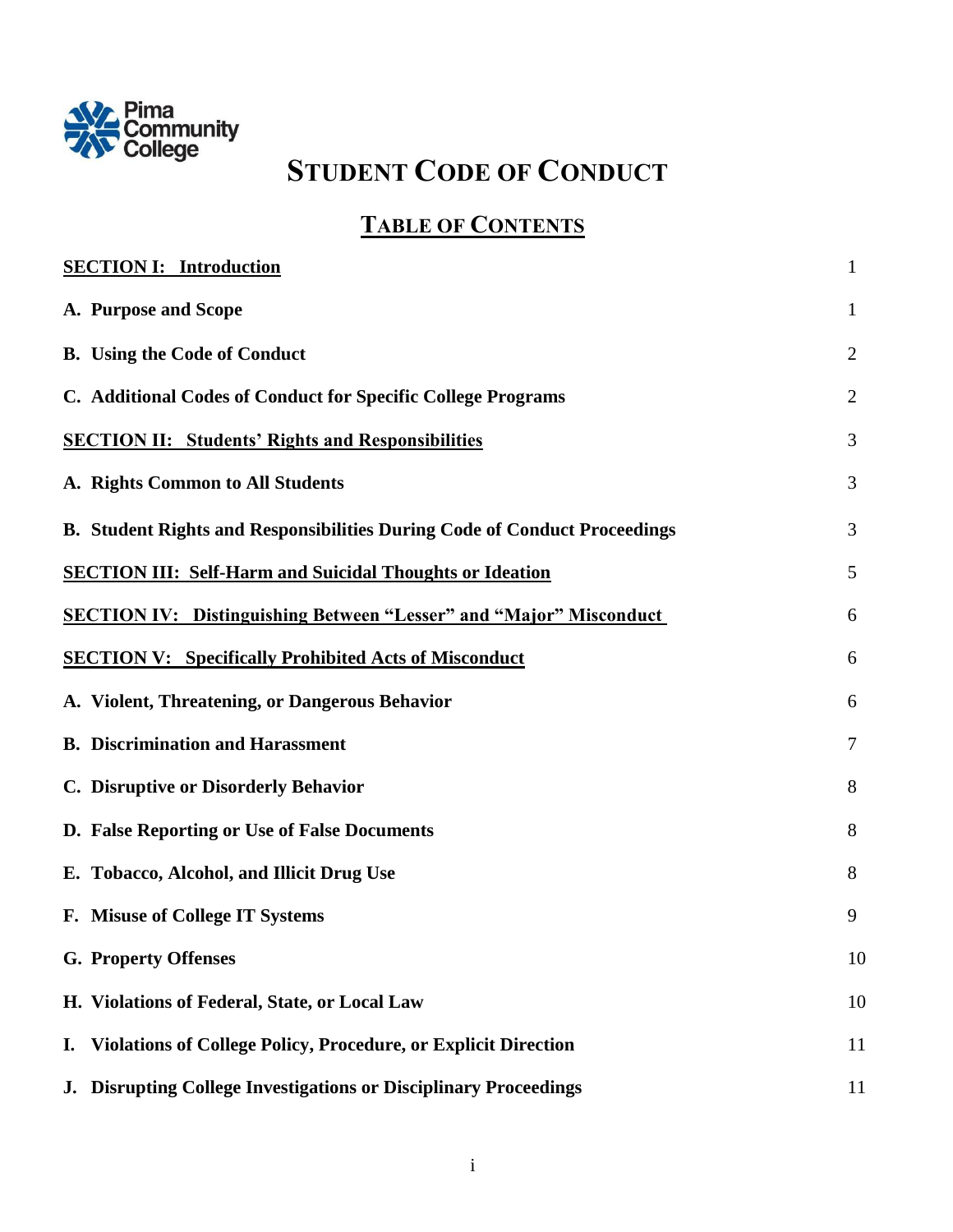Pima Community College

# STUDENT CODE OF CONDUCT

## TABLE OF CONTENTS

| | |
|---|---|
| **SECTION I: Introduction** | 1 |
| **A. Purpose and Scope** | 1 |
| **B. Using the Code of Conduct** | 2 |
| **C. Additional Codes of Conduct for Specific College Programs** | 2 |
| **SECTION II: Students' Rights and Responsibilities** | 3 |
| **A. Rights Common to All Students** | 3 |
| **B. Student Rights and Responsibilities During Code of Conduct Proceedings** | 3 |
| **SECTION III: Self-Harm and Suicidal Thoughts or Ideation** | 5 |
| **SECTION IV: Distinguishing Between "Lesser" and "Major" Misconduct** | 6 |
| **SECTION V: Specifically Prohibited Acts of Misconduct** | 6 |
| **A. Violent, Threatening, or Dangerous Behavior** | 6 |
| **B. Discrimination and Harassment** | 7 |
| **C. Disruptive or Disorderly Behavior** | 8 |
| **D. False Reporting or Use of False Documents** | 8 |
| **E. Tobacco, Alcohol, and Illicit Drug Use** | 8 |
| **F. Misuse of College IT Systems** | 9 |
| **G. Property Offenses** | 10 |
| **H. Violations of Federal, State, or Local Law** | 10 |
| **I. Violations of College Policy, Procedure, or Explicit Direction** | 11 |
| **J. Disrupting College Investigations or Disciplinary Proceedings** | 11 |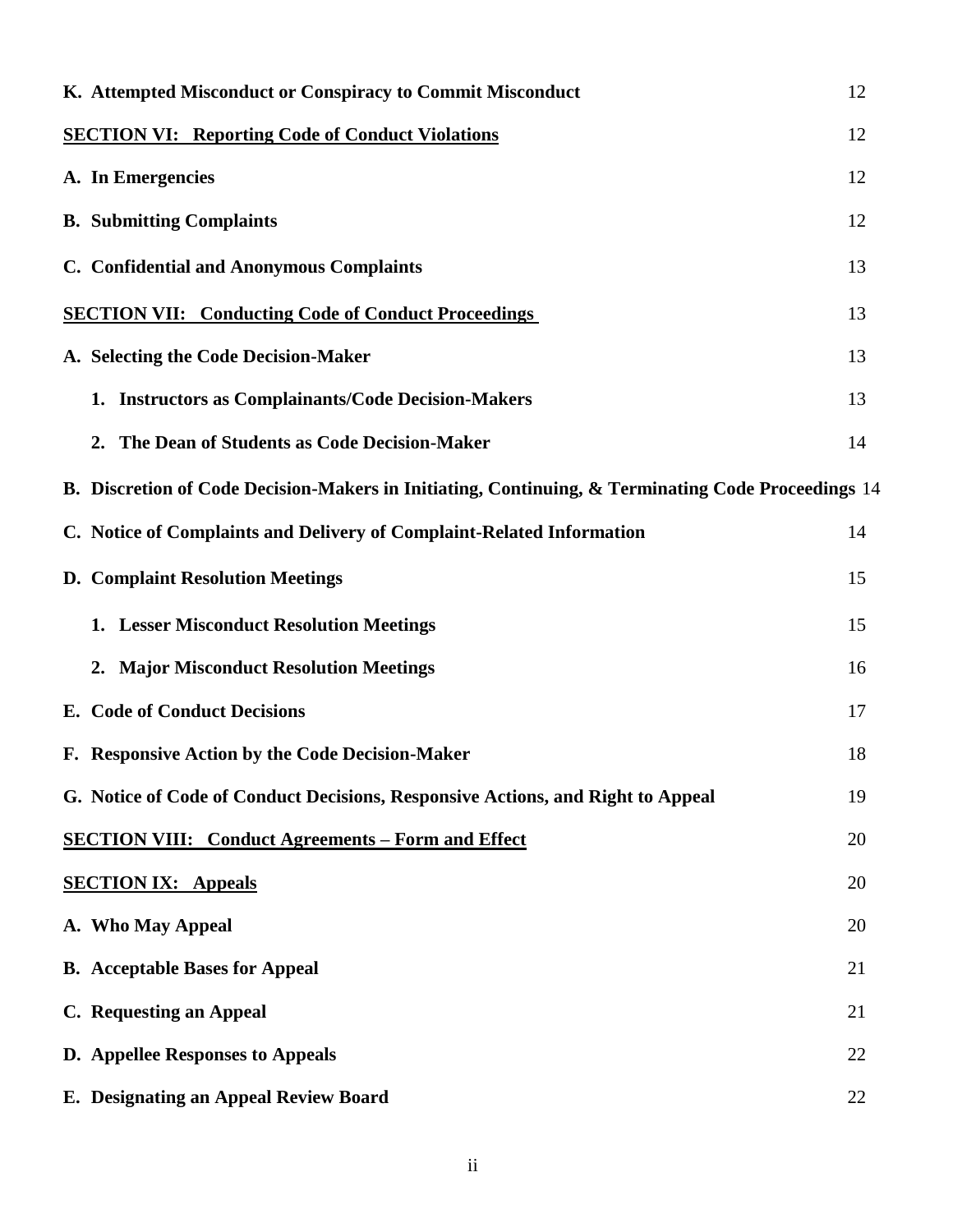**K. Attempted Misconduct or Conspiracy to Commit Misconduct** 12

**SECTION VI: Reporting Code of Conduct Violations** 12

**A. In Emergencies** 12

**B. Submitting Complaints** 12

**C. Confidential and Anonymous Complaints** 13

**SECTION VII: Conducting Code of Conduct Proceedings** 13

**A. Selecting the Code Decision-Maker** 13

**1. Instructors as Complainants/Code Decision-Makers** 13

**2. The Dean of Students as Code Decision-Maker** 14

**B. Discretion of Code Decision-Makers in Initiating, Continuing, & Terminating Code Proceedings** 14

**C. Notice of Complaints and Delivery of Complaint-Related Information** 14

**D. Complaint Resolution Meetings** 15

**1. Lesser Misconduct Resolution Meetings** 15

**2. Major Misconduct Resolution Meetings** 16

**E. Code of Conduct Decisions** 17

**F. Responsive Action by the Code Decision-Maker** 18

**G. Notice of Code of Conduct Decisions, Responsive Actions, and Right to Appeal** 19

**SECTION VIII: Conduct Agreements – Form and Effect** 20

**SECTION IX: Appeals** 20

**A. Who May Appeal** 20

**B. Acceptable Bases for Appeal** 21

**C. Requesting an Appeal** 21

**D. Appellee Responses to Appeals** 22

**E. Designating an Appeal Review Board** 22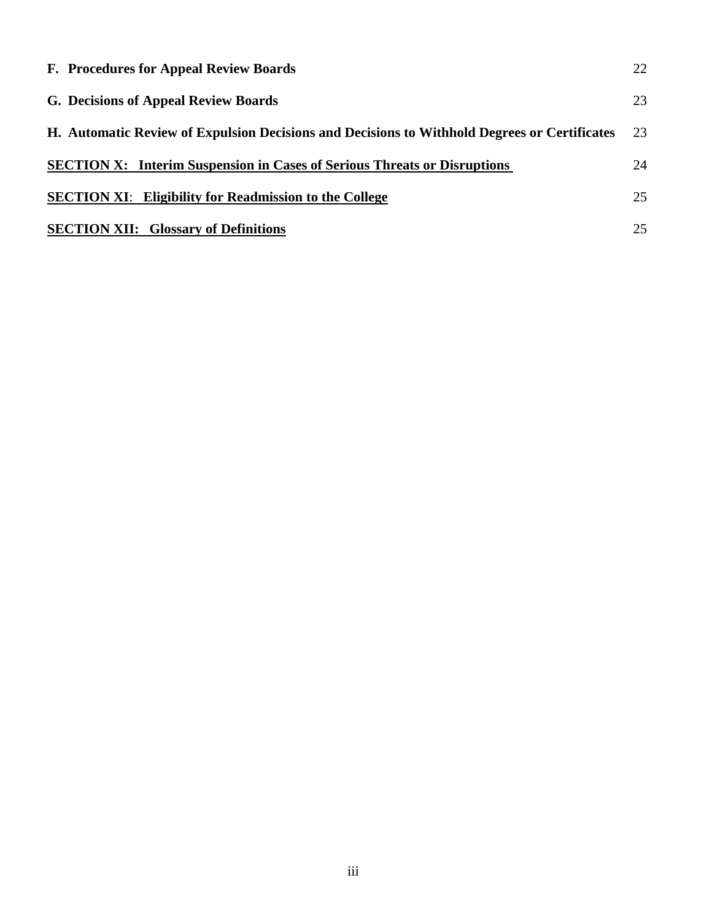**F. Procedures for Appeal Review Boards** 22

**G. Decisions of Appeal Review Boards** 23

**H. Automatic Review of Expulsion Decisions and Decisions to Withhold Degrees or Certificates** 23

**SECTION X: Interim Suspension in Cases of Serious Threats or Disruptions** 24

**SECTION XI: Eligibility for Readmission to the College** 25

**SECTION XII: Glossary of Definitions** 25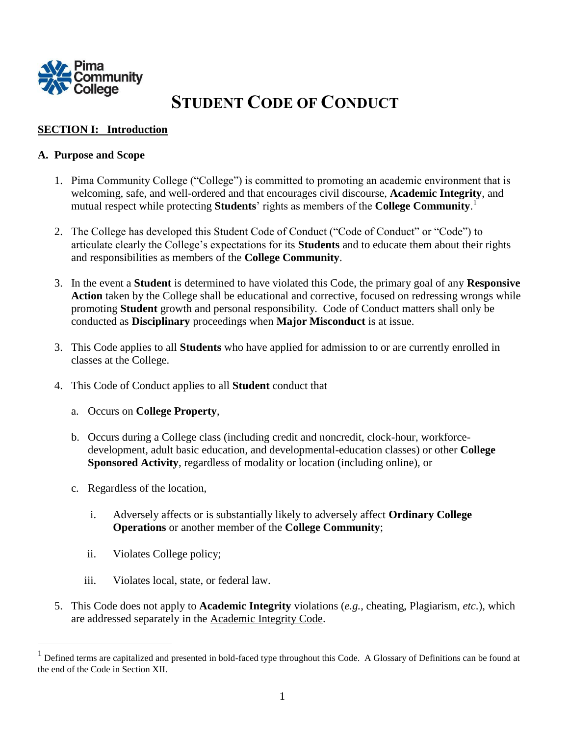Pima Community College

# STUDENT CODE OF CONDUCT

## SECTION I: Introduction

### A. Purpose and Scope

1. Pima Community College ("College") is committed to promoting an academic environment that is welcoming, safe, and well-ordered and that encourages civil discourse, **Academic Integrity**, and mutual respect while protecting **Students**' rights as members of the **College Community**.[1]

2. The College has developed this Student Code of Conduct ("Code of Conduct" or "Code") to articulate clearly the College's expectations for its **Students** and to educate them about their rights and responsibilities as members of the **College Community**.

3. In the event a **Student** is determined to have violated this Code, the primary goal of any **Responsive Action** taken by the College shall be educational and corrective, focused on redressing wrongs while promoting **Student** growth and personal responsibility. Code of Conduct matters shall only be conducted as **Disciplinary** proceedings when **Major Misconduct** is at issue.

3. This Code applies to all **Students** who have applied for admission to or are currently enrolled in classes at the College.

4. This Code of Conduct applies to all **Student** conduct that

   a. Occurs on **College Property**,

   b. Occurs during a College class (including credit and noncredit, clock-hour, workforce-development, adult basic education, and developmental-education classes) or other **College Sponsored Activity**, regardless of modality or location (including online), or

   c. Regardless of the location,

      i. Adversely affects or is substantially likely to adversely affect **Ordinary College Operations** or another member of the **College Community**;

      ii. Violates College policy;

      iii. Violates local, state, or federal law.

5. This Code does not apply to **Academic Integrity** violations (*e.g.*, cheating, Plagiarism, *etc.*), which are addressed separately in the Academic Integrity Code.

---

[1] Defined terms are capitalized and presented in bold-faced type throughout this Code. A Glossary of Definitions can be found at the end of the Code in Section XII.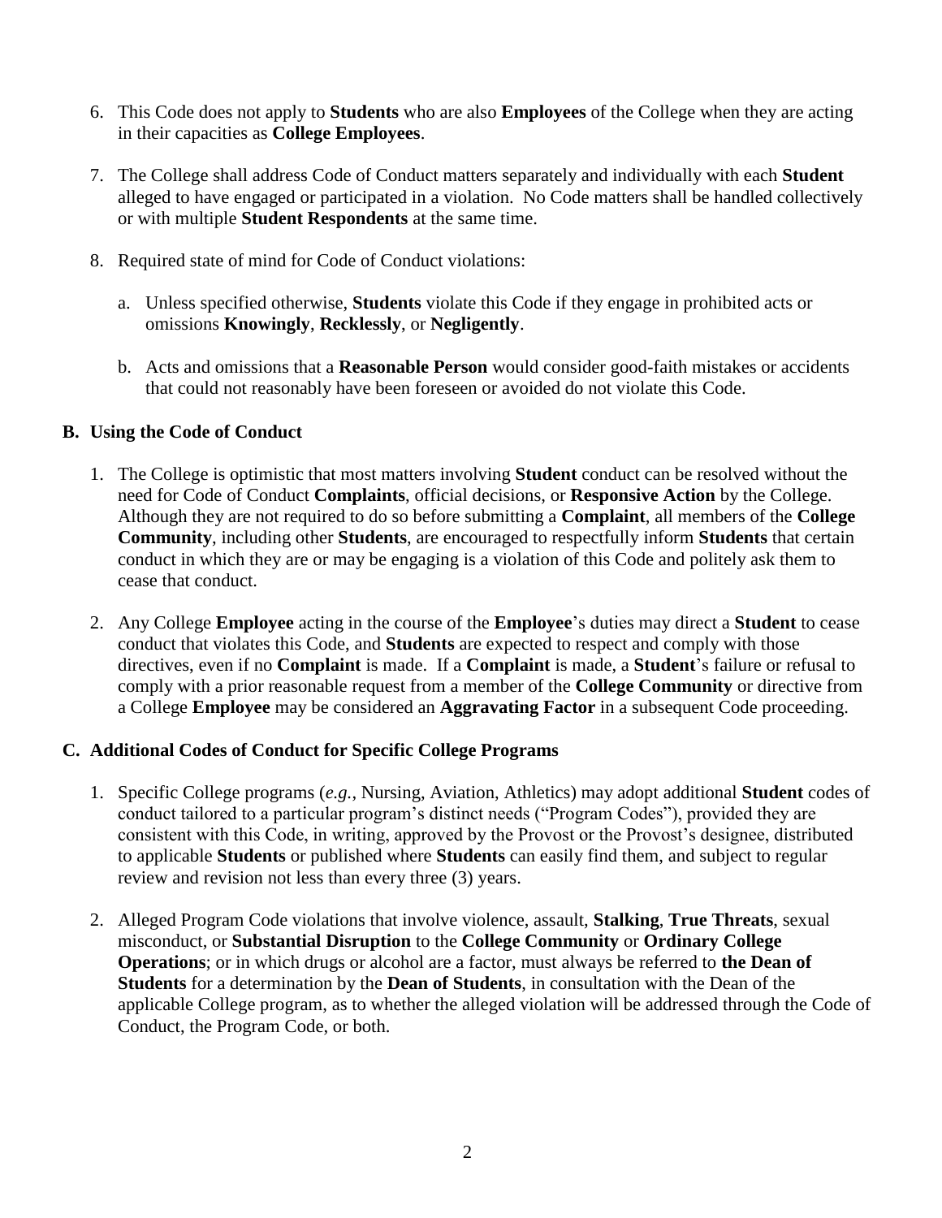6. This Code does not apply to **Students** who are also **Employees** of the College when they are acting in their capacities as **College Employees**.

7. The College shall address Code of Conduct matters separately and individually with each **Student** alleged to have engaged or participated in a violation. No Code matters shall be handled collectively or with multiple **Student Respondents** at the same time.

8. Required state of mind for Code of Conduct violations:

   a. Unless specified otherwise, **Students** violate this Code if they engage in prohibited acts or omissions **Knowingly**, **Recklessly**, or **Negligently**.

   b. Acts and omissions that a **Reasonable Person** would consider good-faith mistakes or accidents that could not reasonably have been foreseen or avoided do not violate this Code.

### B. Using the Code of Conduct

1. The College is optimistic that most matters involving **Student** conduct can be resolved without the need for Code of Conduct **Complaints**, official decisions, or **Responsive Action** by the College. Although they are not required to do so before submitting a **Complaint**, all members of the **College Community**, including other **Students**, are encouraged to respectfully inform **Students** that certain conduct in which they are or may be engaging is a violation of this Code and politely ask them to cease that conduct.

2. Any College **Employee** acting in the course of the **Employee**'s duties may direct a **Student** to cease conduct that violates this Code, and **Students** are expected to respect and comply with those directives, even if no **Complaint** is made. If a **Complaint** is made, a **Student**'s failure or refusal to comply with a prior reasonable request from a member of the **College Community** or directive from a College **Employee** may be considered an **Aggravating Factor** in a subsequent Code proceeding.

### C. Additional Codes of Conduct for Specific College Programs

1. Specific College programs (*e.g.*, Nursing, Aviation, Athletics) may adopt additional **Student** codes of conduct tailored to a particular program's distinct needs ("Program Codes"), provided they are consistent with this Code, in writing, approved by the Provost or the Provost's designee, distributed to applicable **Students** or published where **Students** can easily find them, and subject to regular review and revision not less than every three (3) years.

2. Alleged Program Code violations that involve violence, assault, **Stalking**, **True Threats**, sexual misconduct, or **Substantial Disruption** to the **College Community** or **Ordinary College Operations**; or in which drugs or alcohol are a factor, must always be referred to **the Dean of Students** for a determination by the **Dean of Students**, in consultation with the Dean of the applicable College program, as to whether the alleged violation will be addressed through the Code of Conduct, the Program Code, or both.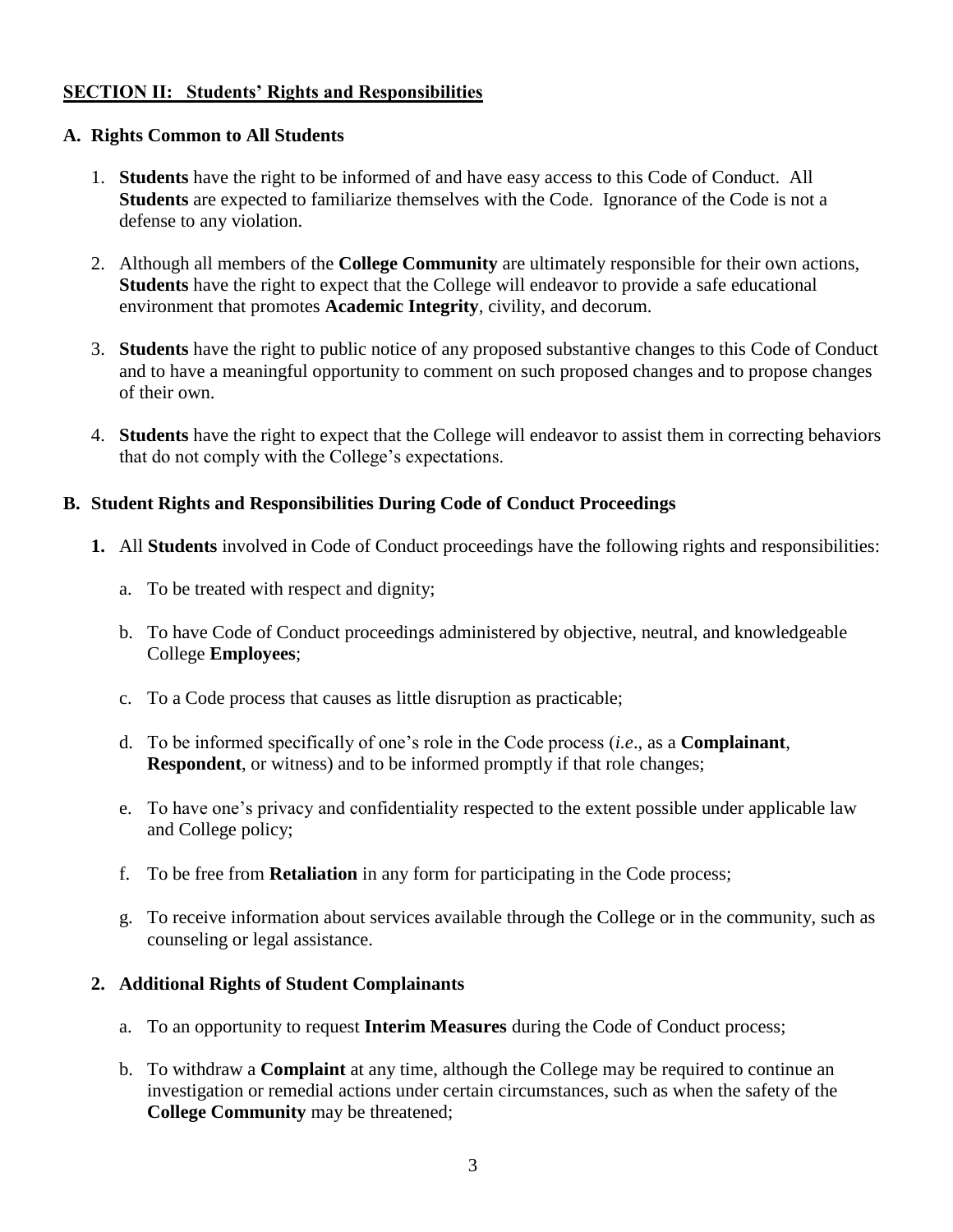## SECTION II: Students' Rights and Responsibilities

### A. Rights Common to All Students

1. **Students** have the right to be informed of and have easy access to this Code of Conduct. All **Students** are expected to familiarize themselves with the Code. Ignorance of the Code is not a defense to any violation.

2. Although all members of the **College Community** are ultimately responsible for their own actions, **Students** have the right to expect that the College will endeavor to provide a safe educational environment that promotes **Academic Integrity**, civility, and decorum.

3. **Students** have the right to public notice of any proposed substantive changes to this Code of Conduct and to have a meaningful opportunity to comment on such proposed changes and to propose changes of their own.

4. **Students** have the right to expect that the College will endeavor to assist them in correcting behaviors that do not comply with the College's expectations.

### B. Student Rights and Responsibilities During Code of Conduct Proceedings

**1.** All **Students** involved in Code of Conduct proceedings have the following rights and responsibilities:

   a. To be treated with respect and dignity;

   b. To have Code of Conduct proceedings administered by objective, neutral, and knowledgeable College **Employees**;

   c. To a Code process that causes as little disruption as practicable;

   d. To be informed specifically of one's role in the Code process (*i.e*., as a **Complainant**, **Respondent**, or witness) and to be informed promptly if that role changes;

   e. To have one's privacy and confidentiality respected to the extent possible under applicable law and College policy;

   f. To be free from **Retaliation** in any form for participating in the Code process;

   g. To receive information about services available through the College or in the community, such as counseling or legal assistance.

**2. Additional Rights of Student Complainants**

   a. To an opportunity to request **Interim Measures** during the Code of Conduct process;

   b. To withdraw a **Complaint** at any time, although the College may be required to continue an investigation or remedial actions under certain circumstances, such as when the safety of the **College Community** may be threatened;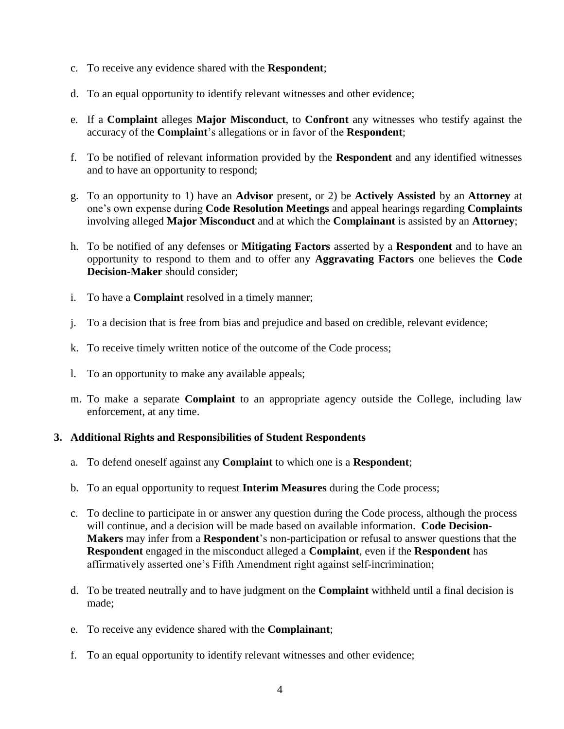c. To receive any evidence shared with the **Respondent**;

d. To an equal opportunity to identify relevant witnesses and other evidence;

e. If a **Complaint** alleges **Major Misconduct**, to **Confront** any witnesses who testify against the accuracy of the **Complaint**'s allegations or in favor of the **Respondent**;

f. To be notified of relevant information provided by the **Respondent** and any identified witnesses and to have an opportunity to respond;

g. To an opportunity to 1) have an **Advisor** present, or 2) be **Actively Assisted** by an **Attorney** at one's own expense during **Code Resolution Meetings** and appeal hearings regarding **Complaints** involving alleged **Major Misconduct** and at which the **Complainant** is assisted by an **Attorney**;

h. To be notified of any defenses or **Mitigating Factors** asserted by a **Respondent** and to have an opportunity to respond to them and to offer any **Aggravating Factors** one believes the **Code Decision-Maker** should consider;

i. To have a **Complaint** resolved in a timely manner;

j. To a decision that is free from bias and prejudice and based on credible, relevant evidence;

k. To receive timely written notice of the outcome of the Code process;

l. To an opportunity to make any available appeals;

m. To make a separate **Complaint** to an appropriate agency outside the College, including law enforcement, at any time.

### 3. Additional Rights and Responsibilities of Student Respondents

a. To defend oneself against any **Complaint** to which one is a **Respondent**;

b. To an equal opportunity to request **Interim Measures** during the Code process;

c. To decline to participate in or answer any question during the Code process, although the process will continue, and a decision will be made based on available information. **Code Decision-Makers** may infer from a **Respondent**'s non-participation or refusal to answer questions that the **Respondent** engaged in the misconduct alleged a **Complaint**, even if the **Respondent** has affirmatively asserted one's Fifth Amendment right against self-incrimination;

d. To be treated neutrally and to have judgment on the **Complaint** withheld until a final decision is made;

e. To receive any evidence shared with the **Complainant**;

f. To an equal opportunity to identify relevant witnesses and other evidence;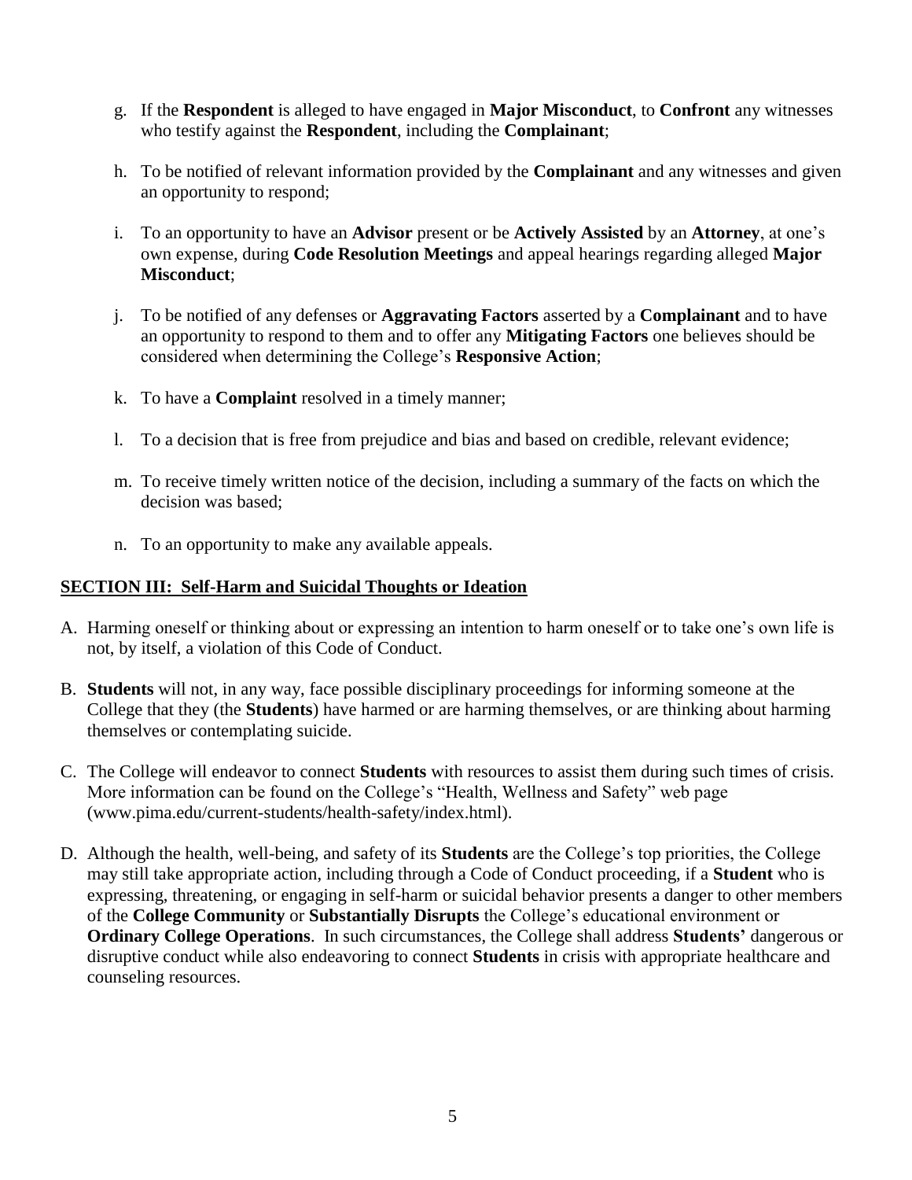g. If the **Respondent** is alleged to have engaged in **Major Misconduct**, to **Confront** any witnesses who testify against the **Respondent**, including the **Complainant**;

h. To be notified of relevant information provided by the **Complainant** and any witnesses and given an opportunity to respond;

i. To an opportunity to have an **Advisor** present or be **Actively Assisted** by an **Attorney**, at one's own expense, during **Code Resolution Meetings** and appeal hearings regarding alleged **Major Misconduct**;

j. To be notified of any defenses or **Aggravating Factors** asserted by a **Complainant** and to have an opportunity to respond to them and to offer any **Mitigating Factors** one believes should be considered when determining the College's **Responsive Action**;

k. To have a **Complaint** resolved in a timely manner;

l. To a decision that is free from prejudice and bias and based on credible, relevant evidence;

m. To receive timely written notice of the decision, including a summary of the facts on which the decision was based;

n. To an opportunity to make any available appeals.

## SECTION III: Self-Harm and Suicidal Thoughts or Ideation

A. Harming oneself or thinking about or expressing an intention to harm oneself or to take one's own life is not, by itself, a violation of this Code of Conduct.

B. **Students** will not, in any way, face possible disciplinary proceedings for informing someone at the College that they (the **Students**) have harmed or are harming themselves, or are thinking about harming themselves or contemplating suicide.

C. The College will endeavor to connect **Students** with resources to assist them during such times of crisis. More information can be found on the College's "Health, Wellness and Safety" web page (www.pima.edu/current-students/health-safety/index.html).

D. Although the health, well-being, and safety of its **Students** are the College's top priorities, the College may still take appropriate action, including through a Code of Conduct proceeding, if a **Student** who is expressing, threatening, or engaging in self-harm or suicidal behavior presents a danger to other members of the **College Community** or **Substantially Disrupts** the College's educational environment or **Ordinary College Operations**. In such circumstances, the College shall address **Students'** dangerous or disruptive conduct while also endeavoring to connect **Students** in crisis with appropriate healthcare and counseling resources.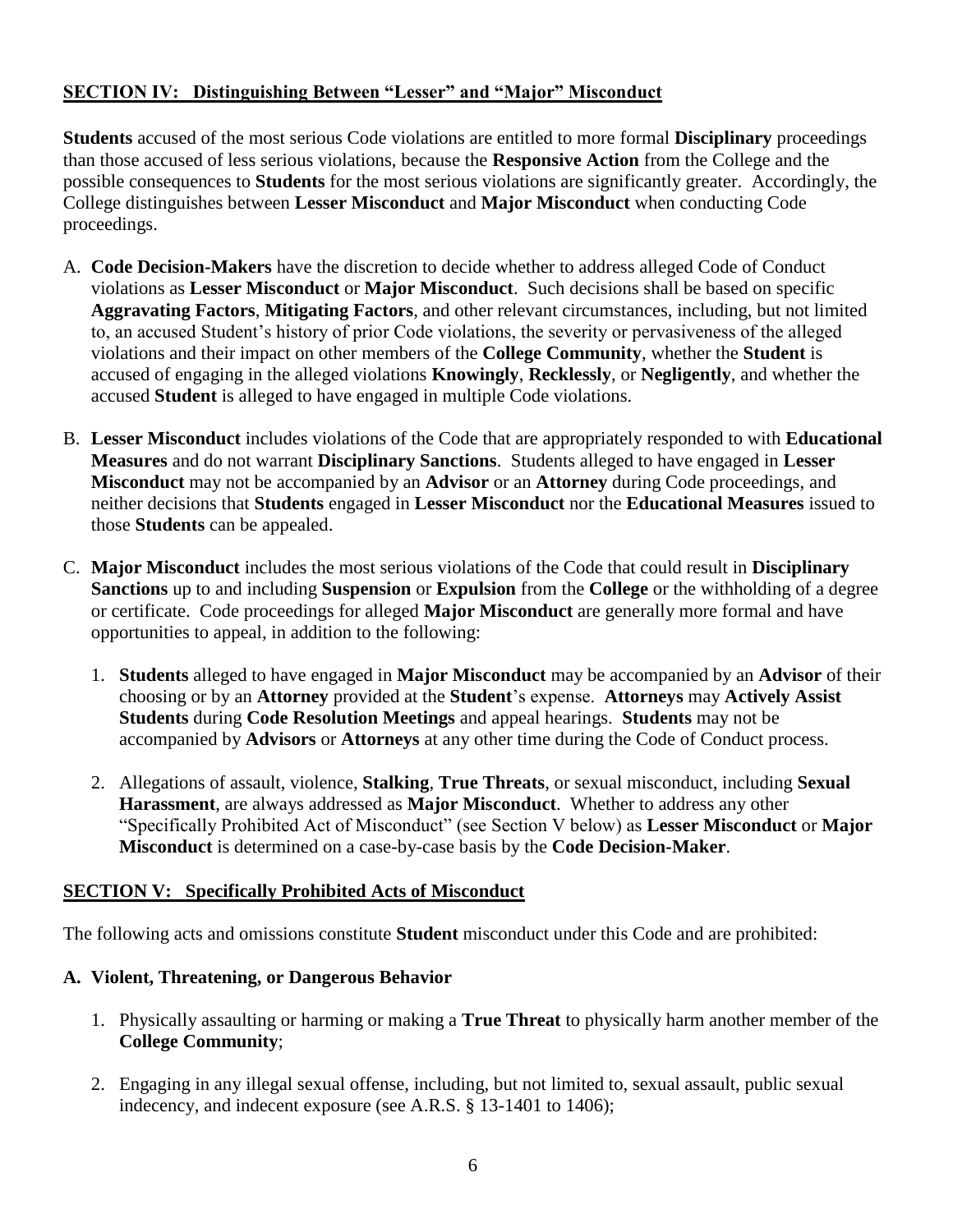## SECTION IV: Distinguishing Between "Lesser" and "Major" Misconduct

**Students** accused of the most serious Code violations are entitled to more formal **Disciplinary** proceedings than those accused of less serious violations, because the **Responsive Action** from the College and the possible consequences to **Students** for the most serious violations are significantly greater. Accordingly, the College distinguishes between **Lesser Misconduct** and **Major Misconduct** when conducting Code proceedings.

A. **Code Decision-Makers** have the discretion to decide whether to address alleged Code of Conduct violations as **Lesser Misconduct** or **Major Misconduct**. Such decisions shall be based on specific **Aggravating Factors**, **Mitigating Factors**, and other relevant circumstances, including, but not limited to, an accused Student's history of prior Code violations, the severity or pervasiveness of the alleged violations and their impact on other members of the **College Community**, whether the **Student** is accused of engaging in the alleged violations **Knowingly**, **Recklessly**, or **Negligently**, and whether the accused **Student** is alleged to have engaged in multiple Code violations.

B. **Lesser Misconduct** includes violations of the Code that are appropriately responded to with **Educational Measures** and do not warrant **Disciplinary Sanctions**. Students alleged to have engaged in **Lesser Misconduct** may not be accompanied by an **Advisor** or an **Attorney** during Code proceedings, and neither decisions that **Students** engaged in **Lesser Misconduct** nor the **Educational Measures** issued to those **Students** can be appealed.

C. **Major Misconduct** includes the most serious violations of the Code that could result in **Disciplinary Sanctions** up to and including **Suspension** or **Expulsion** from the **College** or the withholding of a degree or certificate. Code proceedings for alleged **Major Misconduct** are generally more formal and have opportunities to appeal, in addition to the following:

   1. **Students** alleged to have engaged in **Major Misconduct** may be accompanied by an **Advisor** of their choosing or by an **Attorney** provided at the **Student**'s expense. **Attorneys** may **Actively Assist Students** during **Code Resolution Meetings** and appeal hearings. **Students** may not be accompanied by **Advisors** or **Attorneys** at any other time during the Code of Conduct process.

   2. Allegations of assault, violence, **Stalking**, **True Threats**, or sexual misconduct, including **Sexual Harassment**, are always addressed as **Major Misconduct**. Whether to address any other "Specifically Prohibited Act of Misconduct" (see Section V below) as **Lesser Misconduct** or **Major Misconduct** is determined on a case-by-case basis by the **Code Decision-Maker**.

## SECTION V: Specifically Prohibited Acts of Misconduct

The following acts and omissions constitute **Student** misconduct under this Code and are prohibited:

### A. Violent, Threatening, or Dangerous Behavior

1. Physically assaulting or harming or making a **True Threat** to physically harm another member of the **College Community**;

2. Engaging in any illegal sexual offense, including, but not limited to, sexual assault, public sexual indecency, and indecent exposure (see A.R.S. § 13-1401 to 1406);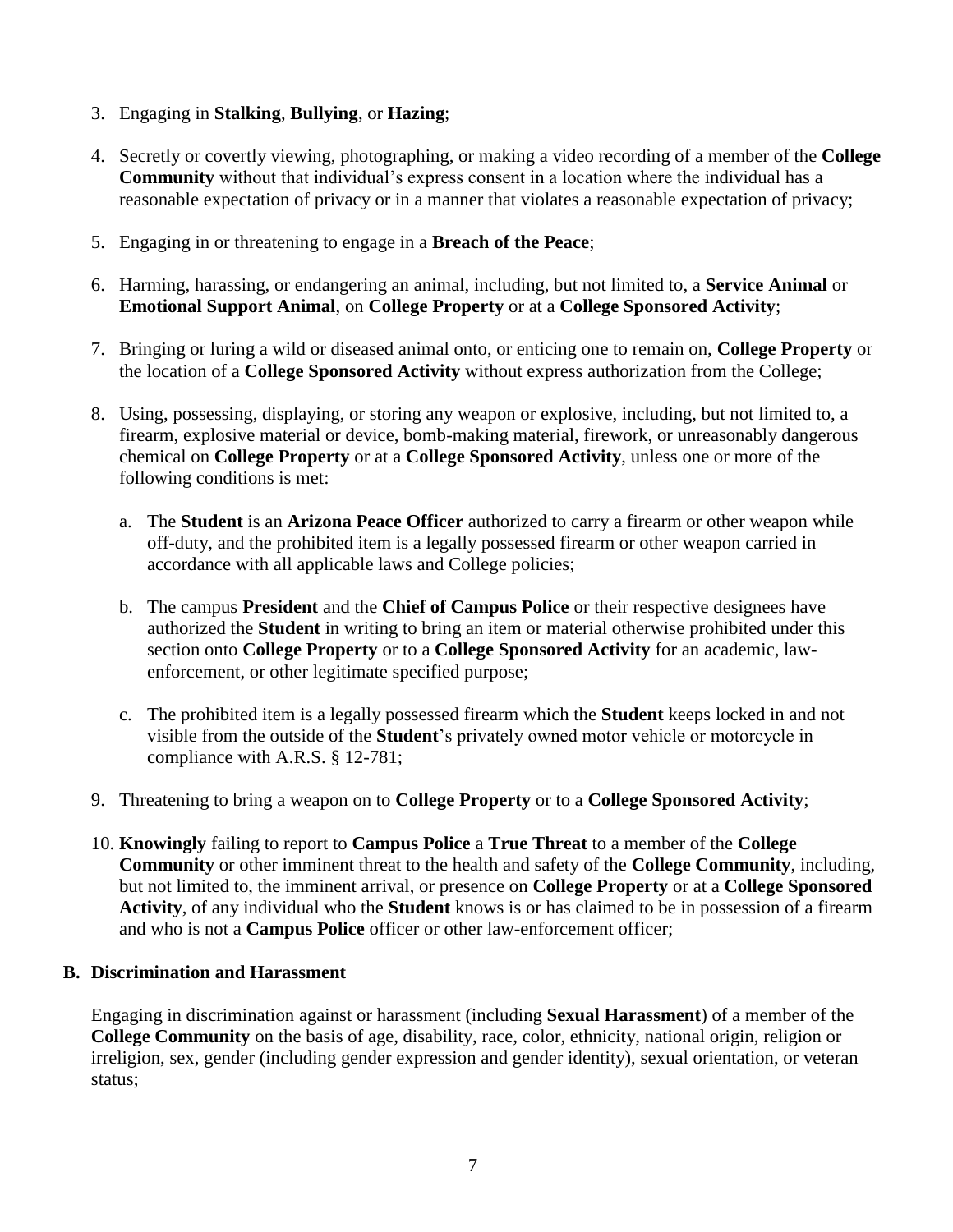3. Engaging in **Stalking**, **Bullying**, or **Hazing**;

4. Secretly or covertly viewing, photographing, or making a video recording of a member of the **College Community** without that individual's express consent in a location where the individual has a reasonable expectation of privacy or in a manner that violates a reasonable expectation of privacy;

5. Engaging in or threatening to engage in a **Breach of the Peace**;

6. Harming, harassing, or endangering an animal, including, but not limited to, a **Service Animal** or **Emotional Support Animal**, on **College Property** or at a **College Sponsored Activity**;

7. Bringing or luring a wild or diseased animal onto, or enticing one to remain on, **College Property** or the location of a **College Sponsored Activity** without express authorization from the College;

8. Using, possessing, displaying, or storing any weapon or explosive, including, but not limited to, a firearm, explosive material or device, bomb-making material, firework, or unreasonably dangerous chemical on **College Property** or at a **College Sponsored Activity**, unless one or more of the following conditions is met:

   a. The **Student** is an **Arizona Peace Officer** authorized to carry a firearm or other weapon while off-duty, and the prohibited item is a legally possessed firearm or other weapon carried in accordance with all applicable laws and College policies;

   b. The campus **President** and the **Chief of Campus Police** or their respective designees have authorized the **Student** in writing to bring an item or material otherwise prohibited under this section onto **College Property** or to a **College Sponsored Activity** for an academic, law-enforcement, or other legitimate specified purpose;

   c. The prohibited item is a legally possessed firearm which the **Student** keeps locked in and not visible from the outside of the **Student**'s privately owned motor vehicle or motorcycle in compliance with A.R.S. § 12-781;

9. Threatening to bring a weapon on to **College Property** or to a **College Sponsored Activity**;

10. **Knowingly** failing to report to **Campus Police** a **True Threat** to a member of the **College Community** or other imminent threat to the health and safety of the **College Community**, including, but not limited to, the imminent arrival, or presence on **College Property** or at a **College Sponsored Activity**, of any individual who the **Student** knows is or has claimed to be in possession of a firearm and who is not a **Campus Police** officer or other law-enforcement officer;

### B. Discrimination and Harassment

Engaging in discrimination against or harassment (including **Sexual Harassment**) of a member of the **College Community** on the basis of age, disability, race, color, ethnicity, national origin, religion or irreligion, sex, gender (including gender expression and gender identity), sexual orientation, or veteran status;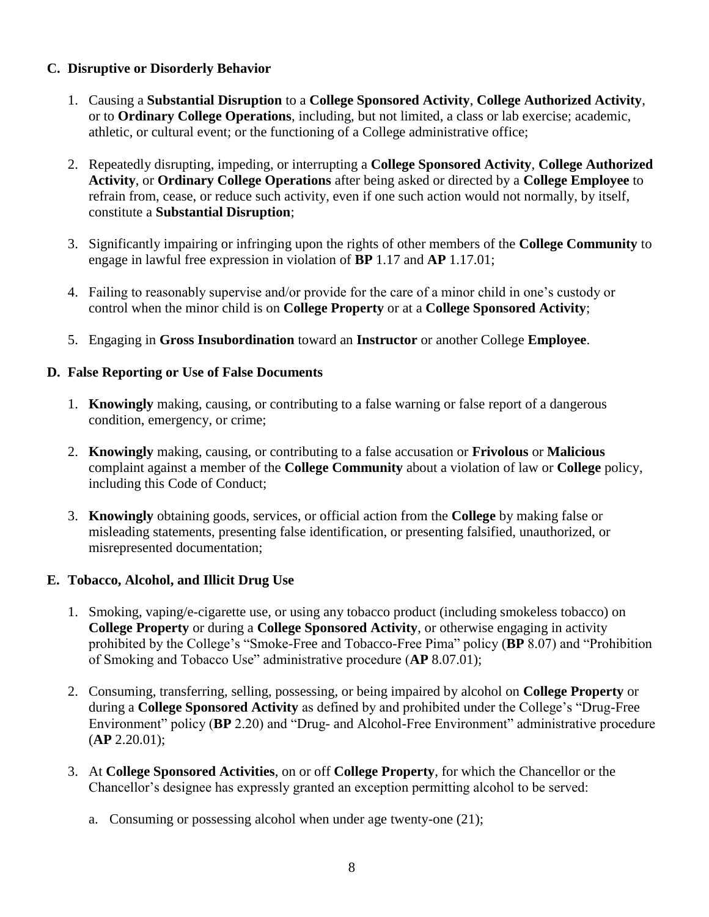### C. Disruptive or Disorderly Behavior

1. Causing a **Substantial Disruption** to a **College Sponsored Activity**, **College Authorized Activity**, or to **Ordinary College Operations**, including, but not limited, a class or lab exercise; academic, athletic, or cultural event; or the functioning of a College administrative office;

2. Repeatedly disrupting, impeding, or interrupting a **College Sponsored Activity**, **College Authorized Activity**, or **Ordinary College Operations** after being asked or directed by a **College Employee** to refrain from, cease, or reduce such activity, even if one such action would not normally, by itself, constitute a **Substantial Disruption**;

3. Significantly impairing or infringing upon the rights of other members of the **College Community** to engage in lawful free expression in violation of **BP** 1.17 and **AP** 1.17.01;

4. Failing to reasonably supervise and/or provide for the care of a minor child in one's custody or control when the minor child is on **College Property** or at a **College Sponsored Activity**;

5. Engaging in **Gross Insubordination** toward an **Instructor** or another College **Employee**.

### D. False Reporting or Use of False Documents

1. **Knowingly** making, causing, or contributing to a false warning or false report of a dangerous condition, emergency, or crime;

2. **Knowingly** making, causing, or contributing to a false accusation or **Frivolous** or **Malicious** complaint against a member of the **College Community** about a violation of law or **College** policy, including this Code of Conduct;

3. **Knowingly** obtaining goods, services, or official action from the **College** by making false or misleading statements, presenting false identification, or presenting falsified, unauthorized, or misrepresented documentation;

### E. Tobacco, Alcohol, and Illicit Drug Use

1. Smoking, vaping/e-cigarette use, or using any tobacco product (including smokeless tobacco) on **College Property** or during a **College Sponsored Activity**, or otherwise engaging in activity prohibited by the College's "Smoke-Free and Tobacco-Free Pima" policy (**BP** 8.07) and "Prohibition of Smoking and Tobacco Use" administrative procedure (**AP** 8.07.01);

2. Consuming, transferring, selling, possessing, or being impaired by alcohol on **College Property** or during a **College Sponsored Activity** as defined by and prohibited under the College's "Drug-Free Environment" policy (**BP** 2.20) and "Drug- and Alcohol-Free Environment" administrative procedure (**AP** 2.20.01);

3. At **College Sponsored Activities**, on or off **College Property**, for which the Chancellor or the Chancellor's designee has expressly granted an exception permitting alcohol to be served:

   a. Consuming or possessing alcohol when under age twenty-one (21);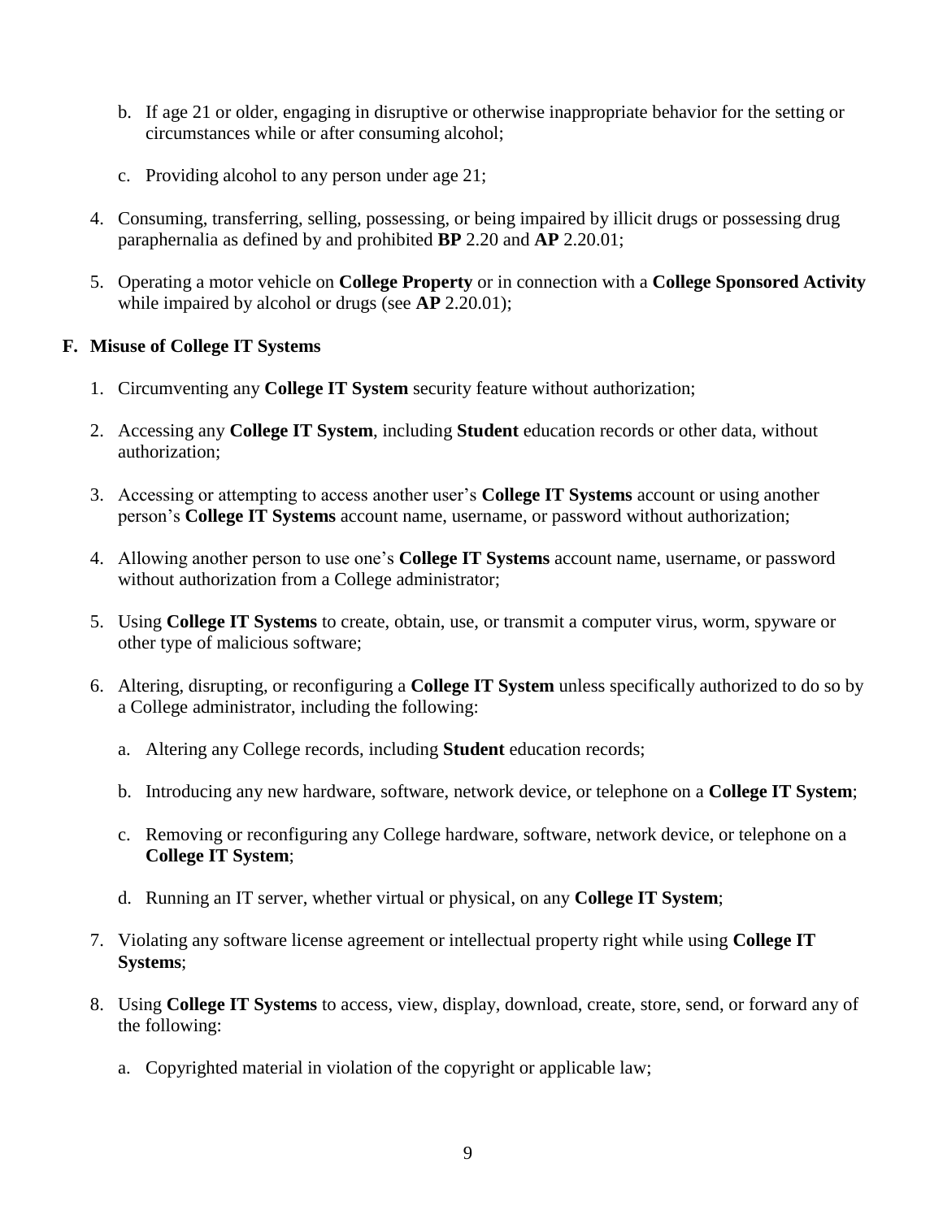b. If age 21 or older, engaging in disruptive or otherwise inappropriate behavior for the setting or circumstances while or after consuming alcohol;

   c. Providing alcohol to any person under age 21;

4. Consuming, transferring, selling, possessing, or being impaired by illicit drugs or possessing drug paraphernalia as defined by and prohibited **BP** 2.20 and **AP** 2.20.01;

5. Operating a motor vehicle on **College Property** or in connection with a **College Sponsored Activity** while impaired by alcohol or drugs (see **AP** 2.20.01);

**F. Misuse of College IT Systems**

1. Circumventing any **College IT System** security feature without authorization;

2. Accessing any **College IT System**, including **Student** education records or other data, without authorization;

3. Accessing or attempting to access another user's **College IT Systems** account or using another person's **College IT Systems** account name, username, or password without authorization;

4. Allowing another person to use one's **College IT Systems** account name, username, or password without authorization from a College administrator;

5. Using **College IT Systems** to create, obtain, use, or transmit a computer virus, worm, spyware or other type of malicious software;

6. Altering, disrupting, or reconfiguring a **College IT System** unless specifically authorized to do so by a College administrator, including the following:

   a. Altering any College records, including **Student** education records;

   b. Introducing any new hardware, software, network device, or telephone on a **College IT System**;

   c. Removing or reconfiguring any College hardware, software, network device, or telephone on a **College IT System**;

   d. Running an IT server, whether virtual or physical, on any **College IT System**;

7. Violating any software license agreement or intellectual property right while using **College IT Systems**;

8. Using **College IT Systems** to access, view, display, download, create, store, send, or forward any of the following:

   a. Copyrighted material in violation of the copyright or applicable law;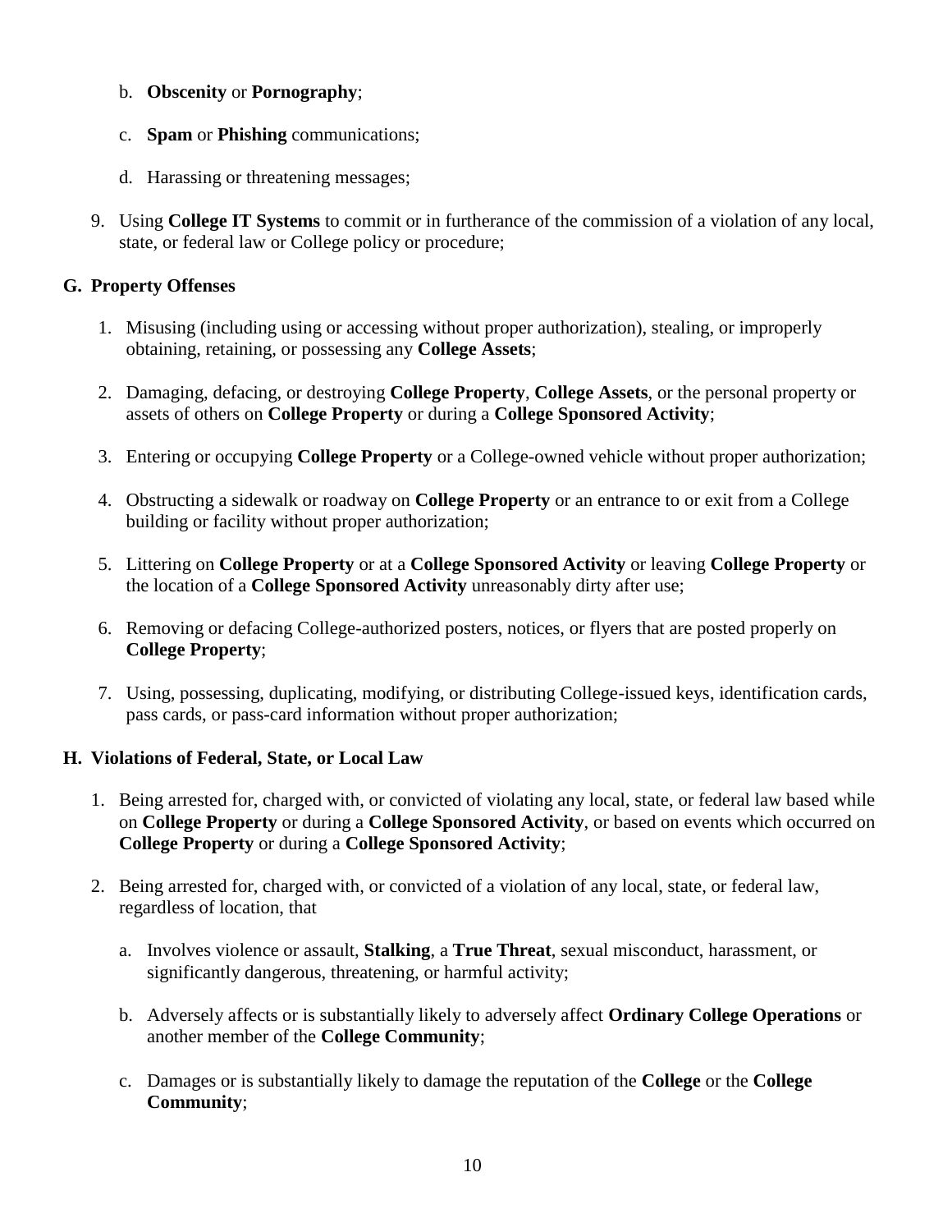b. **Obscenity** or **Pornography**;

   c. **Spam** or **Phishing** communications;

   d. Harassing or threatening messages;

9. Using **College IT Systems** to commit or in furtherance of the commission of a violation of any local, state, or federal law or College policy or procedure;

## G. Property Offenses

1. Misusing (including using or accessing without proper authorization), stealing, or improperly obtaining, retaining, or possessing any **College Assets**;

2. Damaging, defacing, or destroying **College Property**, **College Assets**, or the personal property or assets of others on **College Property** or during a **College Sponsored Activity**;

3. Entering or occupying **College Property** or a College-owned vehicle without proper authorization;

4. Obstructing a sidewalk or roadway on **College Property** or an entrance to or exit from a College building or facility without proper authorization;

5. Littering on **College Property** or at a **College Sponsored Activity** or leaving **College Property** or the location of a **College Sponsored Activity** unreasonably dirty after use;

6. Removing or defacing College-authorized posters, notices, or flyers that are posted properly on **College Property**;

7. Using, possessing, duplicating, modifying, or distributing College-issued keys, identification cards, pass cards, or pass-card information without proper authorization;

## H. Violations of Federal, State, or Local Law

1. Being arrested for, charged with, or convicted of violating any local, state, or federal law based while on **College Property** or during a **College Sponsored Activity**, or based on events which occurred on **College Property** or during a **College Sponsored Activity**;

2. Being arrested for, charged with, or convicted of a violation of any local, state, or federal law, regardless of location, that

   a. Involves violence or assault, **Stalking**, a **True Threat**, sexual misconduct, harassment, or significantly dangerous, threatening, or harmful activity;

   b. Adversely affects or is substantially likely to adversely affect **Ordinary College Operations** or another member of the **College Community**;

   c. Damages or is substantially likely to damage the reputation of the **College** or the **College Community**;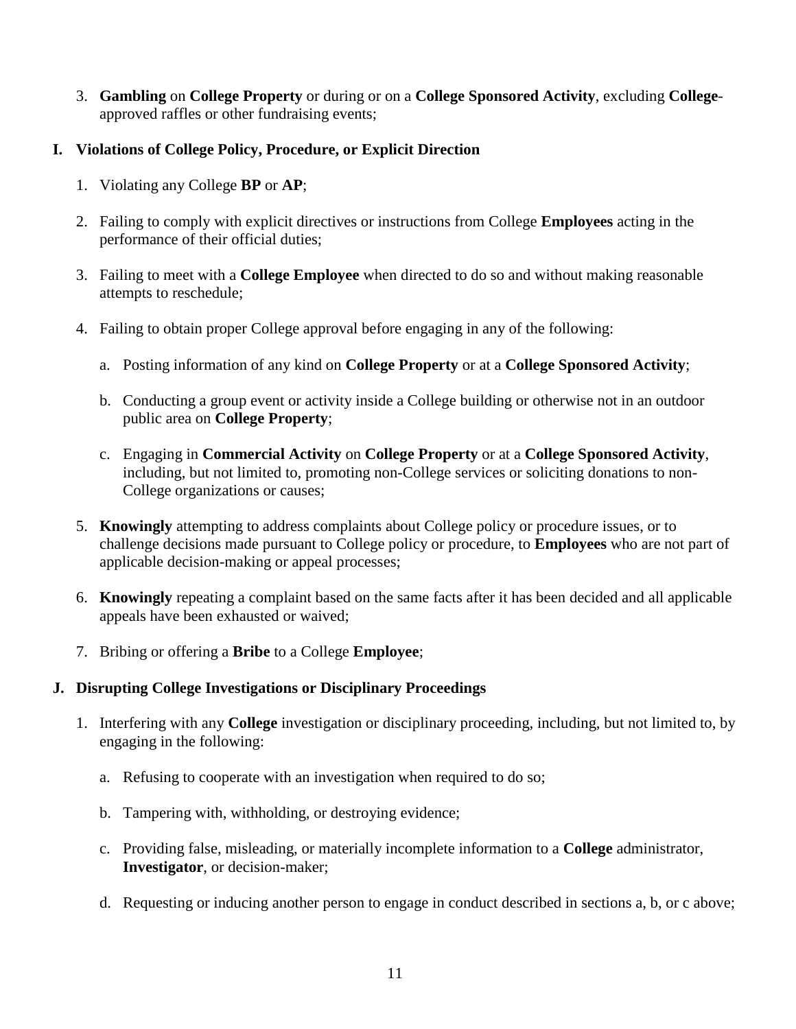3. **Gambling** on **College Property** or during or on a **College Sponsored Activity**, excluding **College**-approved raffles or other fundraising events;

## I. Violations of College Policy, Procedure, or Explicit Direction

1. Violating any College **BP** or **AP**;

2. Failing to comply with explicit directives or instructions from College **Employees** acting in the performance of their official duties;

3. Failing to meet with a **College Employee** when directed to do so and without making reasonable attempts to reschedule;

4. Failing to obtain proper College approval before engaging in any of the following:

   a. Posting information of any kind on **College Property** or at a **College Sponsored Activity**;

   b. Conducting a group event or activity inside a College building or otherwise not in an outdoor public area on **College Property**;

   c. Engaging in **Commercial Activity** on **College Property** or at a **College Sponsored Activity**, including, but not limited to, promoting non-College services or soliciting donations to non-College organizations or causes;

5. **Knowingly** attempting to address complaints about College policy or procedure issues, or to challenge decisions made pursuant to College policy or procedure, to **Employees** who are not part of applicable decision-making or appeal processes;

6. **Knowingly** repeating a complaint based on the same facts after it has been decided and all applicable appeals have been exhausted or waived;

7. Bribing or offering a **Bribe** to a College **Employee**;

## J. Disrupting College Investigations or Disciplinary Proceedings

1. Interfering with any **College** investigation or disciplinary proceeding, including, but not limited to, by engaging in the following:

   a. Refusing to cooperate with an investigation when required to do so;

   b. Tampering with, withholding, or destroying evidence;

   c. Providing false, misleading, or materially incomplete information to a **College** administrator, **Investigator**, or decision-maker;

   d. Requesting or inducing another person to engage in conduct described in sections a, b, or c above;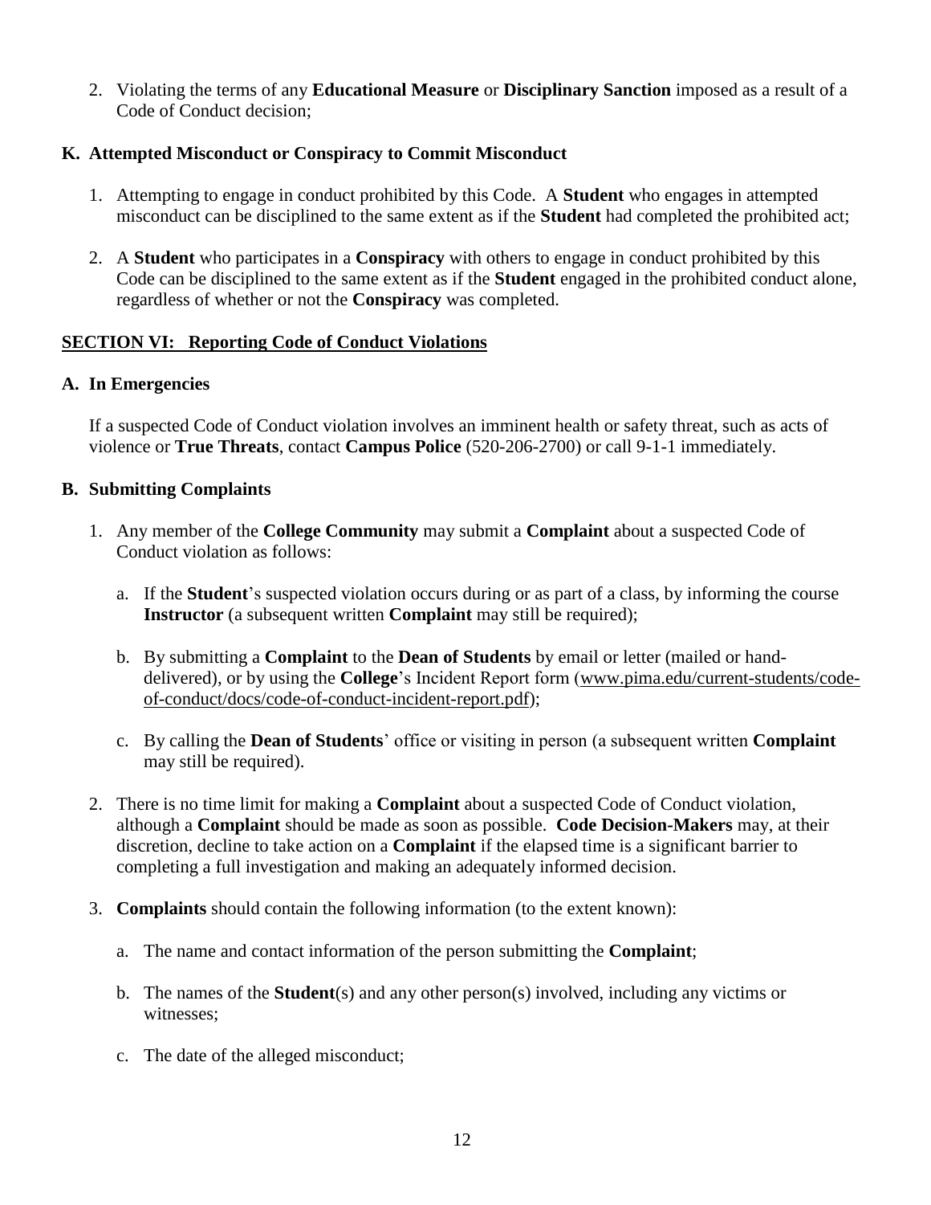2. Violating the terms of any **Educational Measure** or **Disciplinary Sanction** imposed as a result of a Code of Conduct decision;

### K. Attempted Misconduct or Conspiracy to Commit Misconduct

1. Attempting to engage in conduct prohibited by this Code. A **Student** who engages in attempted misconduct can be disciplined to the same extent as if the **Student** had completed the prohibited act;

2. A **Student** who participates in a **Conspiracy** with others to engage in conduct prohibited by this Code can be disciplined to the same extent as if the **Student** engaged in the prohibited conduct alone, regardless of whether or not the **Conspiracy** was completed.

## SECTION VI: Reporting Code of Conduct Violations

### A. In Emergencies

If a suspected Code of Conduct violation involves an imminent health or safety threat, such as acts of violence or **True Threats**, contact **Campus Police** (520-206-2700) or call 9-1-1 immediately.

### B. Submitting Complaints

1. Any member of the **College Community** may submit a **Complaint** about a suspected Code of Conduct violation as follows:

   a. If the **Student**'s suspected violation occurs during or as part of a class, by informing the course **Instructor** (a subsequent written **Complaint** may still be required);

   b. By submitting a **Complaint** to the **Dean of Students** by email or letter (mailed or hand-delivered), or by using the **College**'s Incident Report form (www.pima.edu/current-students/code-of-conduct/docs/code-of-conduct-incident-report.pdf);

   c. By calling the **Dean of Students**' office or visiting in person (a subsequent written **Complaint** may still be required).

2. There is no time limit for making a **Complaint** about a suspected Code of Conduct violation, although a **Complaint** should be made as soon as possible. **Code Decision-Makers** may, at their discretion, decline to take action on a **Complaint** if the elapsed time is a significant barrier to completing a full investigation and making an adequately informed decision.

3. **Complaints** should contain the following information (to the extent known):

   a. The name and contact information of the person submitting the **Complaint**;

   b. The names of the **Student**(s) and any other person(s) involved, including any victims or witnesses;

   c. The date of the alleged misconduct;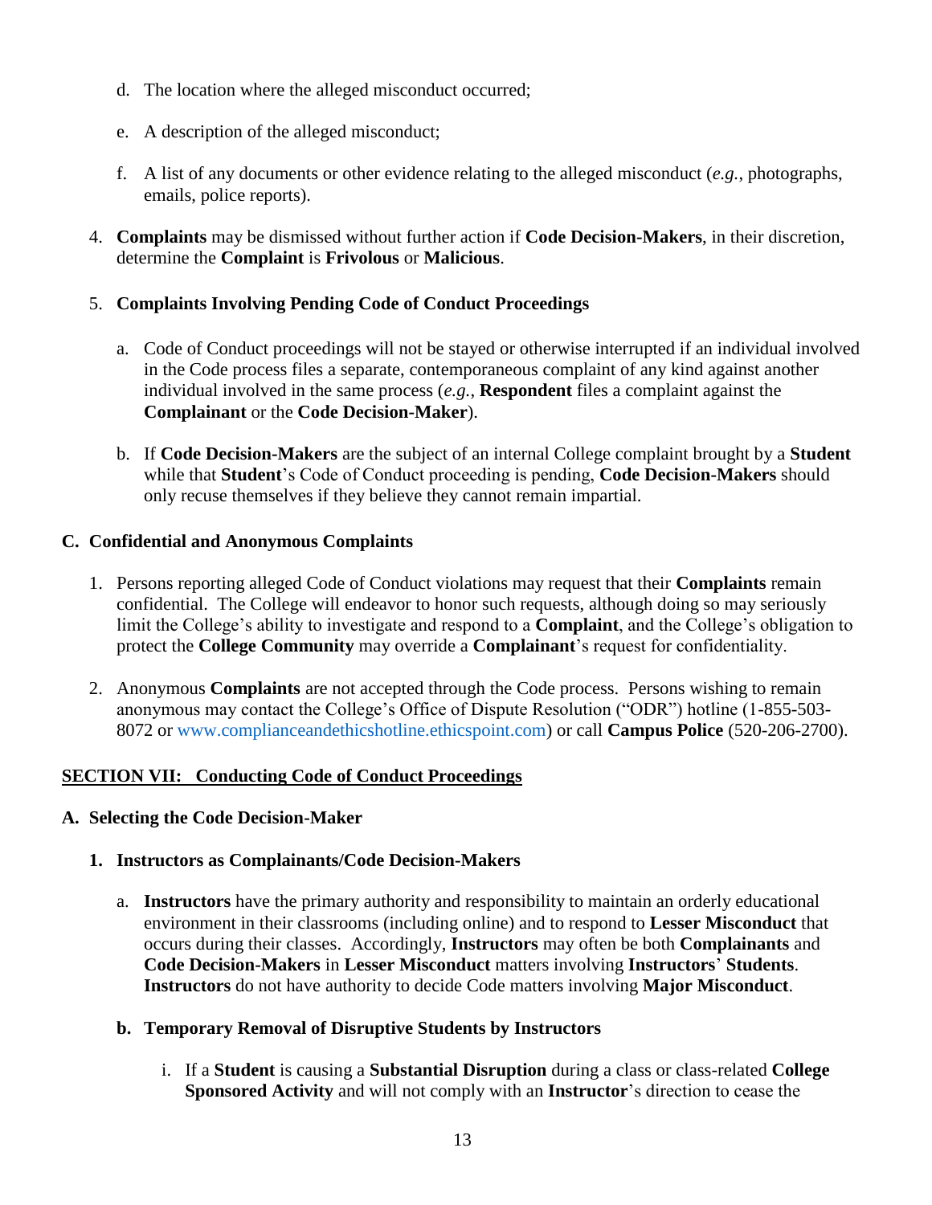d. The location where the alleged misconduct occurred;

e. A description of the alleged misconduct;

f. A list of any documents or other evidence relating to the alleged misconduct (*e.g.*, photographs, emails, police reports).

4. **Complaints** may be dismissed without further action if **Code Decision-Makers**, in their discretion, determine the **Complaint** is **Frivolous** or **Malicious**.

5. **Complaints Involving Pending Code of Conduct Proceedings**

   a. Code of Conduct proceedings will not be stayed or otherwise interrupted if an individual involved in the Code process files a separate, contemporaneous complaint of any kind against another individual involved in the same process (*e.g.*, **Respondent** files a complaint against the **Complainant** or the **Code Decision-Maker**).

   b. If **Code Decision-Makers** are the subject of an internal College complaint brought by a **Student** while that **Student**'s Code of Conduct proceeding is pending, **Code Decision-Makers** should only recuse themselves if they believe they cannot remain impartial.

**C. Confidential and Anonymous Complaints**

1. Persons reporting alleged Code of Conduct violations may request that their **Complaints** remain confidential. The College will endeavor to honor such requests, although doing so may seriously limit the College's ability to investigate and respond to a **Complaint**, and the College's obligation to protect the **College Community** may override a **Complainant**'s request for confidentiality.

2. Anonymous **Complaints** are not accepted through the Code process. Persons wishing to remain anonymous may contact the College's Office of Dispute Resolution ("ODR") hotline (1-855-503-8072 or www.complianceandethicshotline.ethicspoint.com) or call **Campus Police** (520-206-2700).

## SECTION VII: Conducting Code of Conduct Proceedings

**A. Selecting the Code Decision-Maker**

**1. Instructors as Complainants/Code Decision-Makers**

a. **Instructors** have the primary authority and responsibility to maintain an orderly educational environment in their classrooms (including online) and to respond to **Lesser Misconduct** that occurs during their classes. Accordingly, **Instructors** may often be both **Complainants** and **Code Decision-Makers** in **Lesser Misconduct** matters involving **Instructors**' **Students**. **Instructors** do not have authority to decide Code matters involving **Major Misconduct**.

**b. Temporary Removal of Disruptive Students by Instructors**

i. If a **Student** is causing a **Substantial Disruption** during a class or class-related **College Sponsored Activity** and will not comply with an **Instructor**'s direction to cease the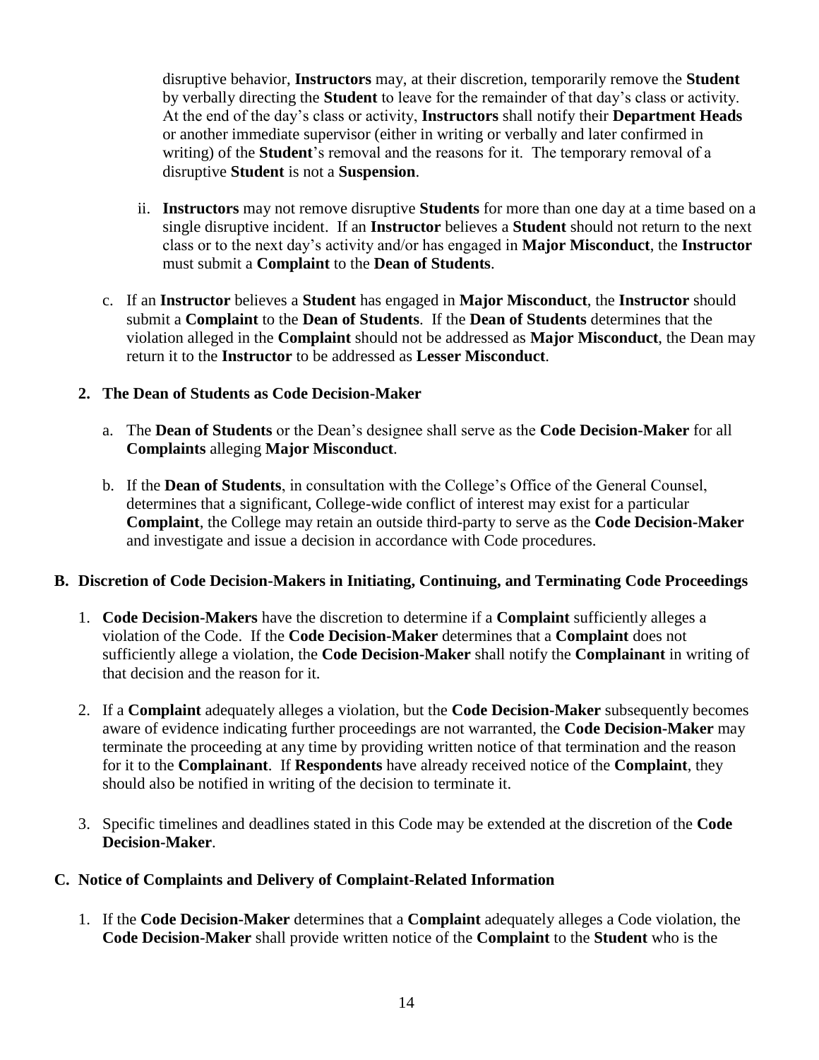disruptive behavior, **Instructors** may, at their discretion, temporarily remove the **Student** by verbally directing the **Student** to leave for the remainder of that day's class or activity. At the end of the day's class or activity, **Instructors** shall notify their **Department Heads** or another immediate supervisor (either in writing or verbally and later confirmed in writing) of the **Student**'s removal and the reasons for it. The temporary removal of a disruptive **Student** is not a **Suspension**.

ii. **Instructors** may not remove disruptive **Students** for more than one day at a time based on a single disruptive incident. If an **Instructor** believes a **Student** should not return to the next class or to the next day's activity and/or has engaged in **Major Misconduct**, the **Instructor** must submit a **Complaint** to the **Dean of Students**.

c. If an **Instructor** believes a **Student** has engaged in **Major Misconduct**, the **Instructor** should submit a **Complaint** to the **Dean of Students**. If the **Dean of Students** determines that the violation alleged in the **Complaint** should not be addressed as **Major Misconduct**, the Dean may return it to the **Instructor** to be addressed as **Lesser Misconduct**.

**2. The Dean of Students as Code Decision-Maker**

a. The **Dean of Students** or the Dean's designee shall serve as the **Code Decision-Maker** for all **Complaints** alleging **Major Misconduct**.

b. If the **Dean of Students**, in consultation with the College's Office of the General Counsel, determines that a significant, College-wide conflict of interest may exist for a particular **Complaint**, the College may retain an outside third-party to serve as the **Code Decision-Maker** and investigate and issue a decision in accordance with Code procedures.

## B. Discretion of Code Decision-Makers in Initiating, Continuing, and Terminating Code Proceedings

1. **Code Decision-Makers** have the discretion to determine if a **Complaint** sufficiently alleges a violation of the Code. If the **Code Decision-Maker** determines that a **Complaint** does not sufficiently allege a violation, the **Code Decision-Maker** shall notify the **Complainant** in writing of that decision and the reason for it.

2. If a **Complaint** adequately alleges a violation, but the **Code Decision-Maker** subsequently becomes aware of evidence indicating further proceedings are not warranted, the **Code Decision-Maker** may terminate the proceeding at any time by providing written notice of that termination and the reason for it to the **Complainant**. If **Respondents** have already received notice of the **Complaint**, they should also be notified in writing of the decision to terminate it.

3. Specific timelines and deadlines stated in this Code may be extended at the discretion of the **Code Decision-Maker**.

## C. Notice of Complaints and Delivery of Complaint-Related Information

1. If the **Code Decision-Maker** determines that a **Complaint** adequately alleges a Code violation, the **Code Decision-Maker** shall provide written notice of the **Complaint** to the **Student** who is the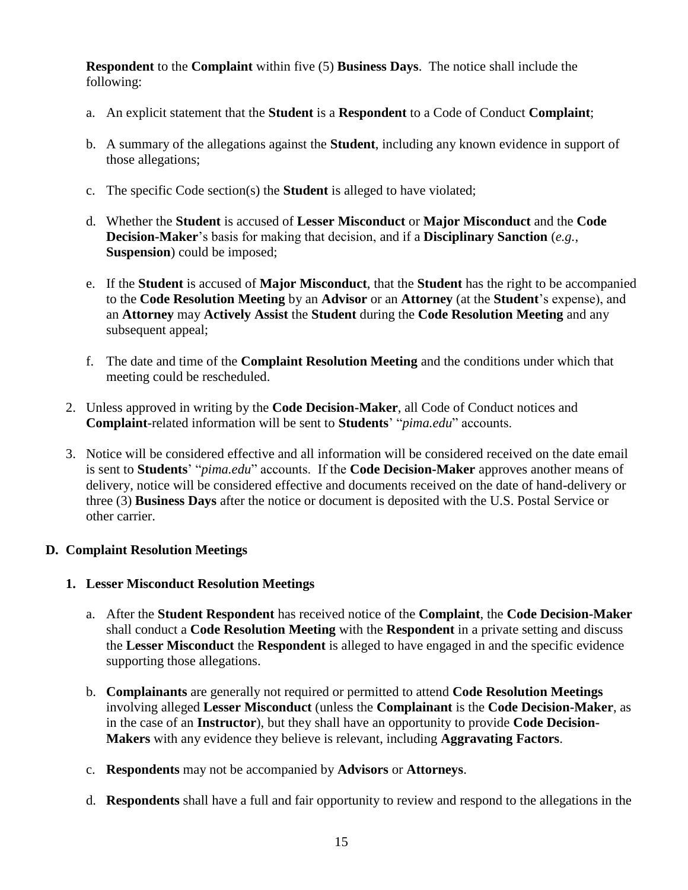**Respondent** to the **Complaint** within five (5) **Business Days**. The notice shall include the following:

a. An explicit statement that the **Student** is a **Respondent** to a Code of Conduct **Complaint**;

b. A summary of the allegations against the **Student**, including any known evidence in support of those allegations;

c. The specific Code section(s) the **Student** is alleged to have violated;

d. Whether the **Student** is accused of **Lesser Misconduct** or **Major Misconduct** and the **Code Decision-Maker**'s basis for making that decision, and if a **Disciplinary Sanction** (*e.g.*, **Suspension**) could be imposed;

e. If the **Student** is accused of **Major Misconduct**, that the **Student** has the right to be accompanied to the **Code Resolution Meeting** by an **Advisor** or an **Attorney** (at the **Student**'s expense), and an **Attorney** may **Actively Assist** the **Student** during the **Code Resolution Meeting** and any subsequent appeal;

f. The date and time of the **Complaint Resolution Meeting** and the conditions under which that meeting could be rescheduled.

2. Unless approved in writing by the **Code Decision-Maker**, all Code of Conduct notices and **Complaint**-related information will be sent to **Students**' "*pima.edu*" accounts.

3. Notice will be considered effective and all information will be considered received on the date email is sent to **Students**' "*pima.edu*" accounts. If the **Code Decision-Maker** approves another means of delivery, notice will be considered effective and documents received on the date of hand-delivery or three (3) **Business Days** after the notice or document is deposited with the U.S. Postal Service or other carrier.

## D. Complaint Resolution Meetings

### 1. Lesser Misconduct Resolution Meetings

a. After the **Student Respondent** has received notice of the **Complaint**, the **Code Decision-Maker** shall conduct a **Code Resolution Meeting** with the **Respondent** in a private setting and discuss the **Lesser Misconduct** the **Respondent** is alleged to have engaged in and the specific evidence supporting those allegations.

b. **Complainants** are generally not required or permitted to attend **Code Resolution Meetings** involving alleged **Lesser Misconduct** (unless the **Complainant** is the **Code Decision-Maker**, as in the case of an **Instructor**), but they shall have an opportunity to provide **Code Decision-Makers** with any evidence they believe is relevant, including **Aggravating Factors**.

c. **Respondents** may not be accompanied by **Advisors** or **Attorneys**.

d. **Respondents** shall have a full and fair opportunity to review and respond to the allegations in the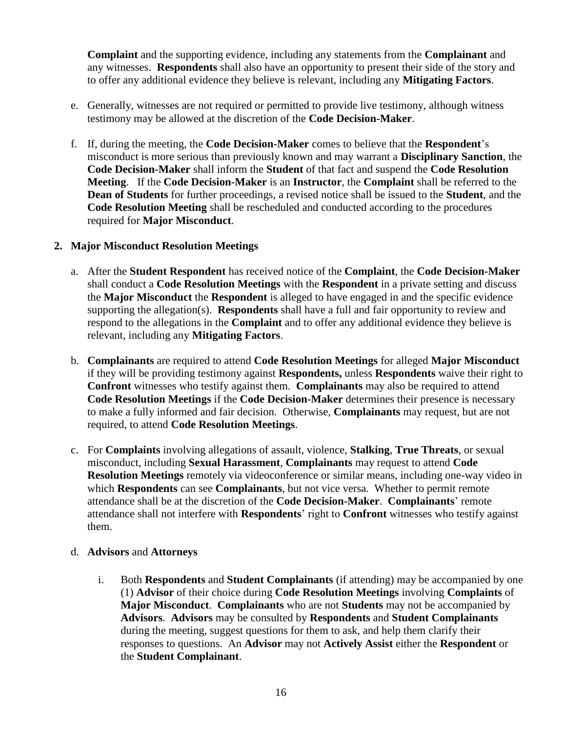**Complaint** and the supporting evidence, including any statements from the **Complainant** and any witnesses. **Respondents** shall also have an opportunity to present their side of the story and to offer any additional evidence they believe is relevant, including any **Mitigating Factors**.

e. Generally, witnesses are not required or permitted to provide live testimony, although witness testimony may be allowed at the discretion of the **Code Decision-Maker**.

f. If, during the meeting, the **Code Decision-Maker** comes to believe that the **Respondent**'s misconduct is more serious than previously known and may warrant a **Disciplinary Sanction**, the **Code Decision-Maker** shall inform the **Student** of that fact and suspend the **Code Resolution Meeting**. If the **Code Decision-Maker** is an **Instructor**, the **Complaint** shall be referred to the **Dean of Students** for further proceedings, a revised notice shall be issued to the **Student**, and the **Code Resolution Meeting** shall be rescheduled and conducted according to the procedures required for **Major Misconduct**.

**2. Major Misconduct Resolution Meetings**

a. After the **Student Respondent** has received notice of the **Complaint**, the **Code Decision-Maker** shall conduct a **Code Resolution Meetings** with the **Respondent** in a private setting and discuss the **Major Misconduct** the **Respondent** is alleged to have engaged in and the specific evidence supporting the allegation(s). **Respondents** shall have a full and fair opportunity to review and respond to the allegations in the **Complaint** and to offer any additional evidence they believe is relevant, including any **Mitigating Factors**.

b. **Complainants** are required to attend **Code Resolution Meetings** for alleged **Major Misconduct** if they will be providing testimony against **Respondents,** unless **Respondents** waive their right to **Confront** witnesses who testify against them. **Complainants** may also be required to attend **Code Resolution Meetings** if the **Code Decision-Maker** determines their presence is necessary to make a fully informed and fair decision. Otherwise, **Complainants** may request, but are not required, to attend **Code Resolution Meetings**.

c. For **Complaints** involving allegations of assault, violence, **Stalking**, **True Threats**, or sexual misconduct, including **Sexual Harassment**, **Complainants** may request to attend **Code Resolution Meetings** remotely via videoconference or similar means, including one-way video in which **Respondents** can see **Complainants**, but not vice versa. Whether to permit remote attendance shall be at the discretion of the **Code Decision-Maker**. **Complainants**' remote attendance shall not interfere with **Respondents**' right to **Confront** witnesses who testify against them.

d. **Advisors** and **Attorneys**

i. Both **Respondents** and **Student Complainants** (if attending) may be accompanied by one (1) **Advisor** of their choice during **Code Resolution Meetings** involving **Complaints** of **Major Misconduct**. **Complainants** who are not **Students** may not be accompanied by **Advisors**. **Advisors** may be consulted by **Respondents** and **Student Complainants** during the meeting, suggest questions for them to ask, and help them clarify their responses to questions. An **Advisor** may not **Actively Assist** either the **Respondent** or the **Student Complainant**.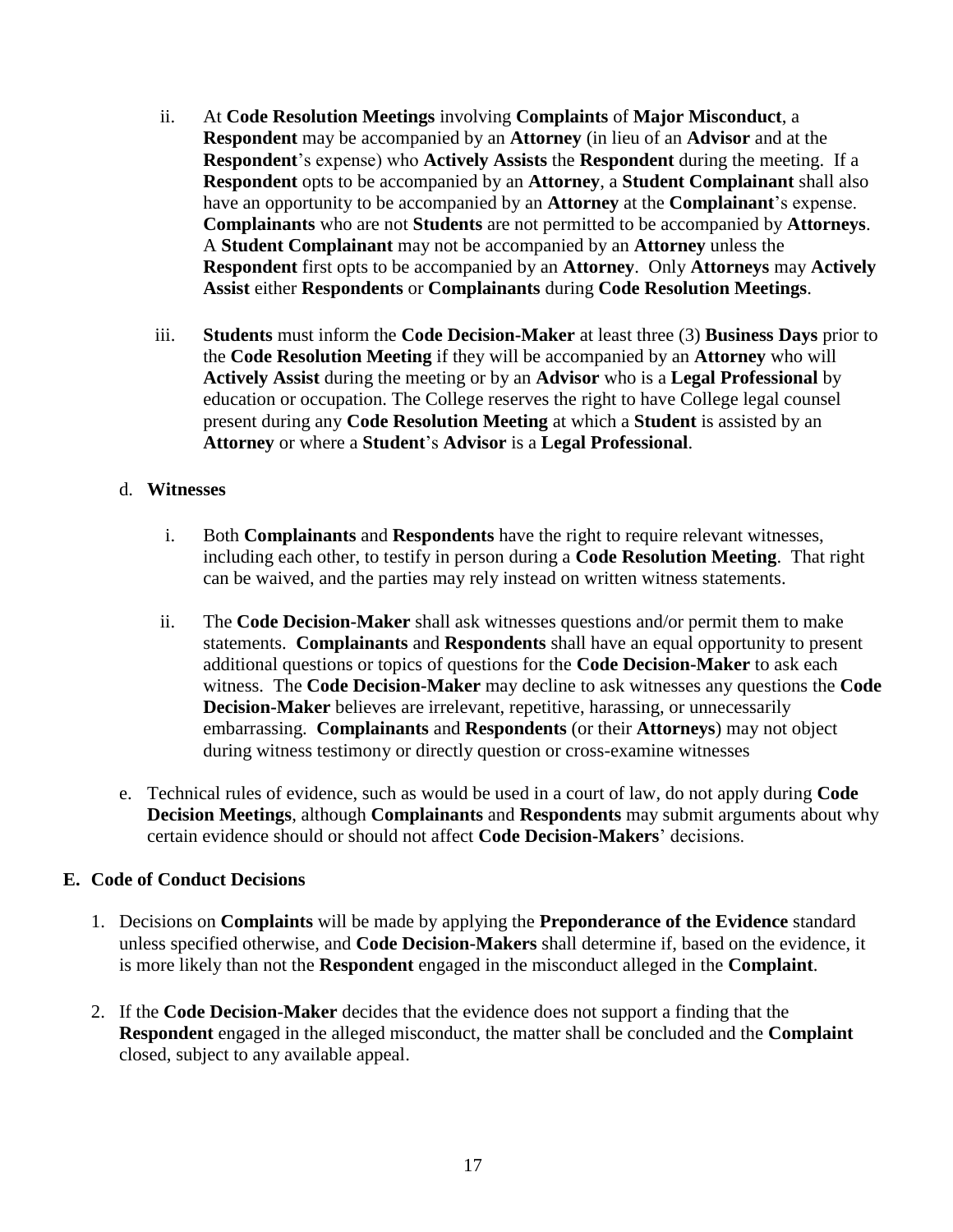ii. At **Code Resolution Meetings** involving **Complaints** of **Major Misconduct**, a **Respondent** may be accompanied by an **Attorney** (in lieu of an **Advisor** and at the **Respondent**'s expense) who **Actively Assists** the **Respondent** during the meeting. If a **Respondent** opts to be accompanied by an **Attorney**, a **Student Complainant** shall also have an opportunity to be accompanied by an **Attorney** at the **Complainant**'s expense. **Complainants** who are not **Students** are not permitted to be accompanied by **Attorneys**. A **Student Complainant** may not be accompanied by an **Attorney** unless the **Respondent** first opts to be accompanied by an **Attorney**. Only **Attorneys** may **Actively Assist** either **Respondents** or **Complainants** during **Code Resolution Meetings**.

iii. **Students** must inform the **Code Decision-Maker** at least three (3) **Business Days** prior to the **Code Resolution Meeting** if they will be accompanied by an **Attorney** who will **Actively Assist** during the meeting or by an **Advisor** who is a **Legal Professional** by education or occupation. The College reserves the right to have College legal counsel present during any **Code Resolution Meeting** at which a **Student** is assisted by an **Attorney** or where a **Student**'s **Advisor** is a **Legal Professional**.

d. **Witnesses**

i. Both **Complainants** and **Respondents** have the right to require relevant witnesses, including each other, to testify in person during a **Code Resolution Meeting**. That right can be waived, and the parties may rely instead on written witness statements.

ii. The **Code Decision-Maker** shall ask witnesses questions and/or permit them to make statements. **Complainants** and **Respondents** shall have an equal opportunity to present additional questions or topics of questions for the **Code Decision-Maker** to ask each witness. The **Code Decision-Maker** may decline to ask witnesses any questions the **Code Decision-Maker** believes are irrelevant, repetitive, harassing, or unnecessarily embarrassing. **Complainants** and **Respondents** (or their **Attorneys**) may not object during witness testimony or directly question or cross-examine witnesses

e. Technical rules of evidence, such as would be used in a court of law, do not apply during **Code Decision Meetings**, although **Complainants** and **Respondents** may submit arguments about why certain evidence should or should not affect **Code Decision-Makers**' decisions.

## E. Code of Conduct Decisions

1. Decisions on **Complaints** will be made by applying the **Preponderance of the Evidence** standard unless specified otherwise, and **Code Decision-Makers** shall determine if, based on the evidence, it is more likely than not the **Respondent** engaged in the misconduct alleged in the **Complaint**.

2. If the **Code Decision-Maker** decides that the evidence does not support a finding that the **Respondent** engaged in the alleged misconduct, the matter shall be concluded and the **Complaint** closed, subject to any available appeal.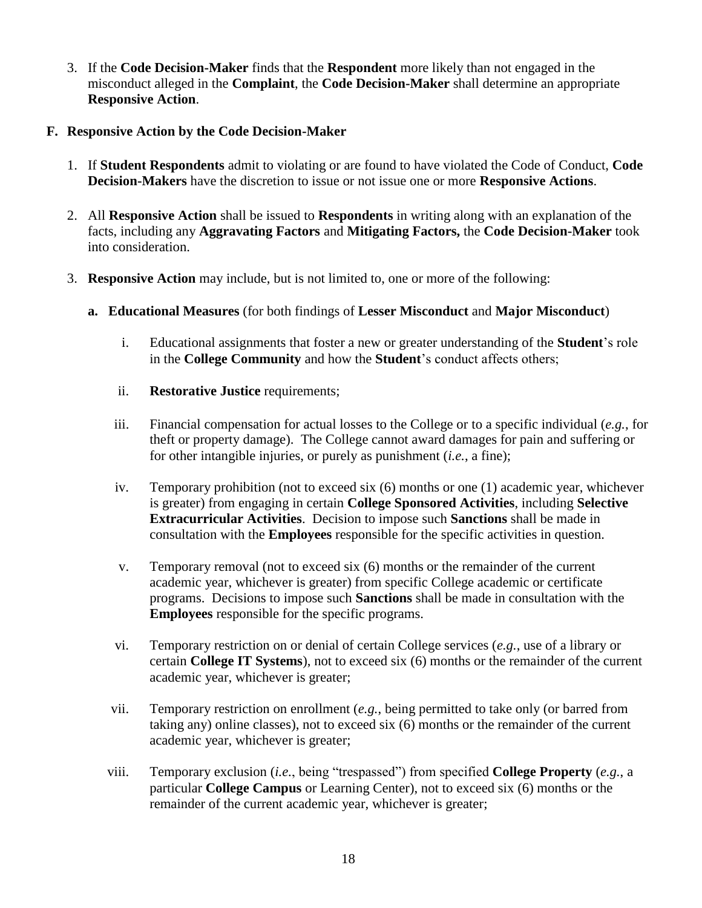3. If the **Code Decision-Maker** finds that the **Respondent** more likely than not engaged in the misconduct alleged in the **Complaint**, the **Code Decision-Maker** shall determine an appropriate **Responsive Action**.

## F. Responsive Action by the Code Decision-Maker

1. If **Student Respondents** admit to violating or are found to have violated the Code of Conduct, **Code Decision-Makers** have the discretion to issue or not issue one or more **Responsive Actions**.

2. All **Responsive Action** shall be issued to **Respondents** in writing along with an explanation of the facts, including any **Aggravating Factors** and **Mitigating Factors,** the **Code Decision-Maker** took into consideration.

3. **Responsive Action** may include, but is not limited to, one or more of the following:

   **a. Educational Measures** (for both findings of **Lesser Misconduct** and **Major Misconduct**)

      i. Educational assignments that foster a new or greater understanding of the **Student**'s role in the **College Community** and how the **Student**'s conduct affects others;

      ii. **Restorative Justice** requirements;

      iii. Financial compensation for actual losses to the College or to a specific individual (*e.g.*, for theft or property damage). The College cannot award damages for pain and suffering or for other intangible injuries, or purely as punishment (*i.e.*, a fine);

      iv. Temporary prohibition (not to exceed six (6) months or one (1) academic year, whichever is greater) from engaging in certain **College Sponsored Activities**, including **Selective Extracurricular Activities**. Decision to impose such **Sanctions** shall be made in consultation with the **Employees** responsible for the specific activities in question.

      v. Temporary removal (not to exceed six (6) months or the remainder of the current academic year, whichever is greater) from specific College academic or certificate programs. Decisions to impose such **Sanctions** shall be made in consultation with the **Employees** responsible for the specific programs.

      vi. Temporary restriction on or denial of certain College services (*e.g.*, use of a library or certain **College IT Systems**), not to exceed six (6) months or the remainder of the current academic year, whichever is greater;

      vii. Temporary restriction on enrollment (*e.g.*, being permitted to take only (or barred from taking any) online classes), not to exceed six (6) months or the remainder of the current academic year, whichever is greater;

      viii. Temporary exclusion (*i.e.*, being "trespassed") from specified **College Property** (*e.g.*, a particular **College Campus** or Learning Center), not to exceed six (6) months or the remainder of the current academic year, whichever is greater;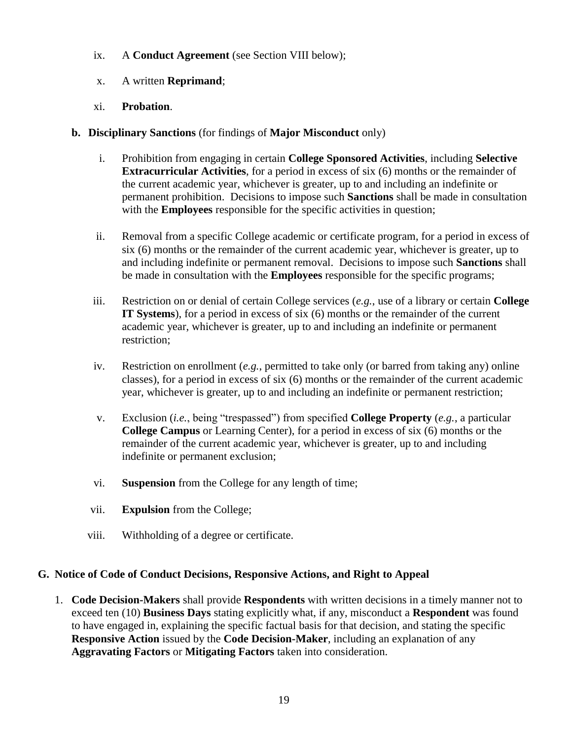ix. A **Conduct Agreement** (see Section VIII below);

x. A written **Reprimand**;

xi. **Probation**.

**b. Disciplinary Sanctions** (for findings of **Major Misconduct** only)

i. Prohibition from engaging in certain **College Sponsored Activities**, including **Selective Extracurricular Activities**, for a period in excess of six (6) months or the remainder of the current academic year, whichever is greater, up to and including an indefinite or permanent prohibition. Decisions to impose such **Sanctions** shall be made in consultation with the **Employees** responsible for the specific activities in question;

ii. Removal from a specific College academic or certificate program, for a period in excess of six (6) months or the remainder of the current academic year, whichever is greater, up to and including indefinite or permanent removal. Decisions to impose such **Sanctions** shall be made in consultation with the **Employees** responsible for the specific programs;

iii. Restriction on or denial of certain College services (*e.g.*, use of a library or certain **College IT Systems**), for a period in excess of six (6) months or the remainder of the current academic year, whichever is greater, up to and including an indefinite or permanent restriction;

iv. Restriction on enrollment (*e.g.*, permitted to take only (or barred from taking any) online classes), for a period in excess of six (6) months or the remainder of the current academic year, whichever is greater, up to and including an indefinite or permanent restriction;

v. Exclusion (*i.e.*, being "trespassed") from specified **College Property** (*e.g.*, a particular **College Campus** or Learning Center), for a period in excess of six (6) months or the remainder of the current academic year, whichever is greater, up to and including indefinite or permanent exclusion;

vi. **Suspension** from the College for any length of time;

vii. **Expulsion** from the College;

viii. Withholding of a degree or certificate.

## G. Notice of Code of Conduct Decisions, Responsive Actions, and Right to Appeal

1. **Code Decision-Makers** shall provide **Respondents** with written decisions in a timely manner not to exceed ten (10) **Business Days** stating explicitly what, if any, misconduct a **Respondent** was found to have engaged in, explaining the specific factual basis for that decision, and stating the specific **Responsive Action** issued by the **Code Decision-Maker**, including an explanation of any **Aggravating Factors** or **Mitigating Factors** taken into consideration.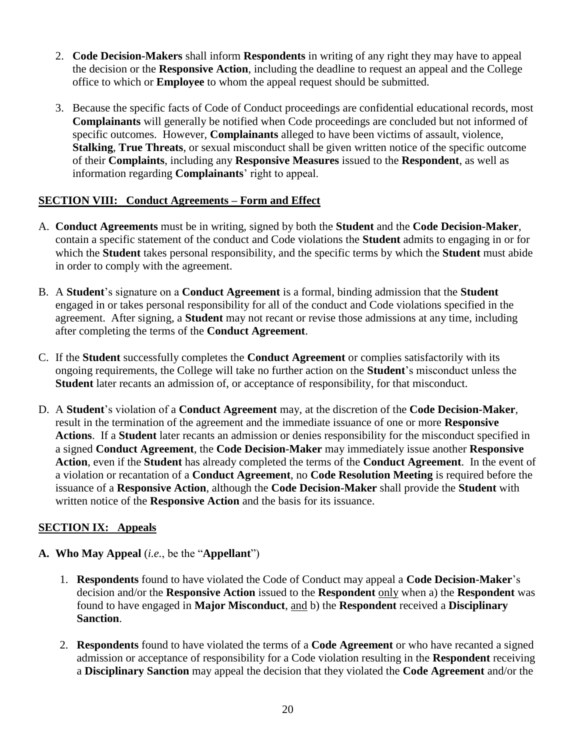2. **Code Decision-Makers** shall inform **Respondents** in writing of any right they may have to appeal the decision or the **Responsive Action**, including the deadline to request an appeal and the College office to which or **Employee** to whom the appeal request should be submitted.

3. Because the specific facts of Code of Conduct proceedings are confidential educational records, most **Complainants** will generally be notified when Code proceedings are concluded but not informed of specific outcomes. However, **Complainants** alleged to have been victims of assault, violence, **Stalking**, **True Threats**, or sexual misconduct shall be given written notice of the specific outcome of their **Complaints**, including any **Responsive Measures** issued to the **Respondent**, as well as information regarding **Complainants**' right to appeal.

## SECTION VIII: Conduct Agreements – Form and Effect

A. **Conduct Agreements** must be in writing, signed by both the **Student** and the **Code Decision-Maker**, contain a specific statement of the conduct and Code violations the **Student** admits to engaging in or for which the **Student** takes personal responsibility, and the specific terms by which the **Student** must abide in order to comply with the agreement.

B. A **Student**'s signature on a **Conduct Agreement** is a formal, binding admission that the **Student** engaged in or takes personal responsibility for all of the conduct and Code violations specified in the agreement. After signing, a **Student** may not recant or revise those admissions at any time, including after completing the terms of the **Conduct Agreement**.

C. If the **Student** successfully completes the **Conduct Agreement** or complies satisfactorily with its ongoing requirements, the College will take no further action on the **Student**'s misconduct unless the **Student** later recants an admission of, or acceptance of responsibility, for that misconduct.

D. A **Student**'s violation of a **Conduct Agreement** may, at the discretion of the **Code Decision-Maker**, result in the termination of the agreement and the immediate issuance of one or more **Responsive Actions**. If a **Student** later recants an admission or denies responsibility for the misconduct specified in a signed **Conduct Agreement**, the **Code Decision-Maker** may immediately issue another **Responsive Action**, even if the **Student** has already completed the terms of the **Conduct Agreement**. In the event of a violation or recantation of a **Conduct Agreement**, no **Code Resolution Meeting** is required before the issuance of a **Responsive Action**, although the **Code Decision-Maker** shall provide the **Student** with written notice of the **Responsive Action** and the basis for its issuance.

## SECTION IX: Appeals

**A. Who May Appeal** (*i.e.*, be the "**Appellant**")

1. **Respondents** found to have violated the Code of Conduct may appeal a **Code Decision-Maker**'s decision and/or the **Responsive Action** issued to the **Respondent** only when a) the **Respondent** was found to have engaged in **Major Misconduct**, and b) the **Respondent** received a **Disciplinary Sanction**.

2. **Respondents** found to have violated the terms of a **Code Agreement** or who have recanted a signed admission or acceptance of responsibility for a Code violation resulting in the **Respondent** receiving a **Disciplinary Sanction** may appeal the decision that they violated the **Code Agreement** and/or the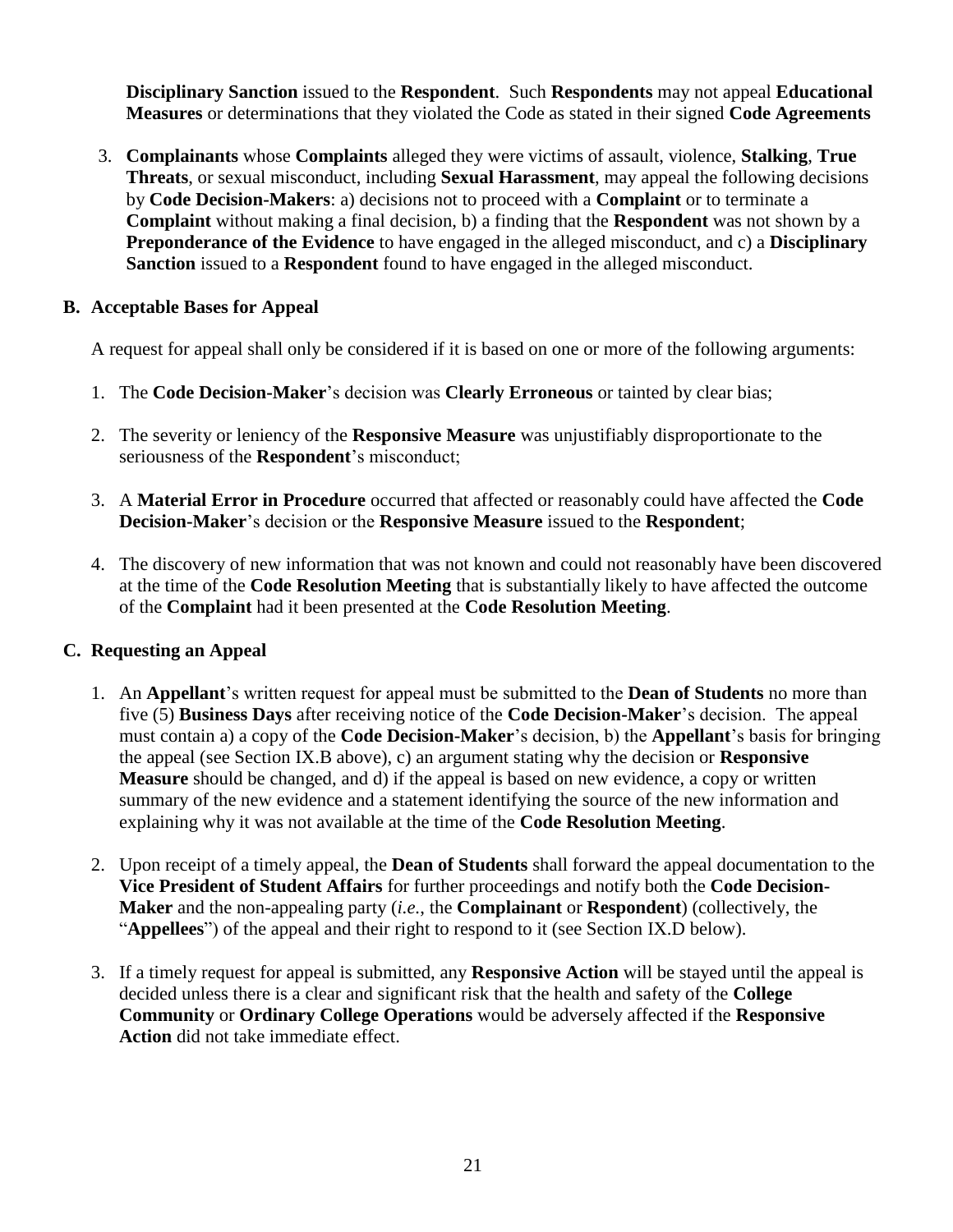**Disciplinary Sanction** issued to the **Respondent**. Such **Respondents** may not appeal **Educational Measures** or determinations that they violated the Code as stated in their signed **Code Agreements**

3. **Complainants** whose **Complaints** alleged they were victims of assault, violence, **Stalking**, **True Threats**, or sexual misconduct, including **Sexual Harassment**, may appeal the following decisions by **Code Decision-Makers**: a) decisions not to proceed with a **Complaint** or to terminate a **Complaint** without making a final decision, b) a finding that the **Respondent** was not shown by a **Preponderance of the Evidence** to have engaged in the alleged misconduct, and c) a **Disciplinary Sanction** issued to a **Respondent** found to have engaged in the alleged misconduct.

### B. Acceptable Bases for Appeal

A request for appeal shall only be considered if it is based on one or more of the following arguments:

1. The **Code Decision-Maker**'s decision was **Clearly Erroneous** or tainted by clear bias;

2. The severity or leniency of the **Responsive Measure** was unjustifiably disproportionate to the seriousness of the **Respondent**'s misconduct;

3. A **Material Error in Procedure** occurred that affected or reasonably could have affected the **Code Decision-Maker**'s decision or the **Responsive Measure** issued to the **Respondent**;

4. The discovery of new information that was not known and could not reasonably have been discovered at the time of the **Code Resolution Meeting** that is substantially likely to have affected the outcome of the **Complaint** had it been presented at the **Code Resolution Meeting**.

### C. Requesting an Appeal

1. An **Appellant**'s written request for appeal must be submitted to the **Dean of Students** no more than five (5) **Business Days** after receiving notice of the **Code Decision-Maker**'s decision. The appeal must contain a) a copy of the **Code Decision-Maker**'s decision, b) the **Appellant**'s basis for bringing the appeal (see Section IX.B above), c) an argument stating why the decision or **Responsive Measure** should be changed, and d) if the appeal is based on new evidence, a copy or written summary of the new evidence and a statement identifying the source of the new information and explaining why it was not available at the time of the **Code Resolution Meeting**.

2. Upon receipt of a timely appeal, the **Dean of Students** shall forward the appeal documentation to the **Vice President of Student Affairs** for further proceedings and notify both the **Code Decision-Maker** and the non-appealing party (*i.e.*, the **Complainant** or **Respondent**) (collectively, the "**Appellees**") of the appeal and their right to respond to it (see Section IX.D below).

3. If a timely request for appeal is submitted, any **Responsive Action** will be stayed until the appeal is decided unless there is a clear and significant risk that the health and safety of the **College Community** or **Ordinary College Operations** would be adversely affected if the **Responsive Action** did not take immediate effect.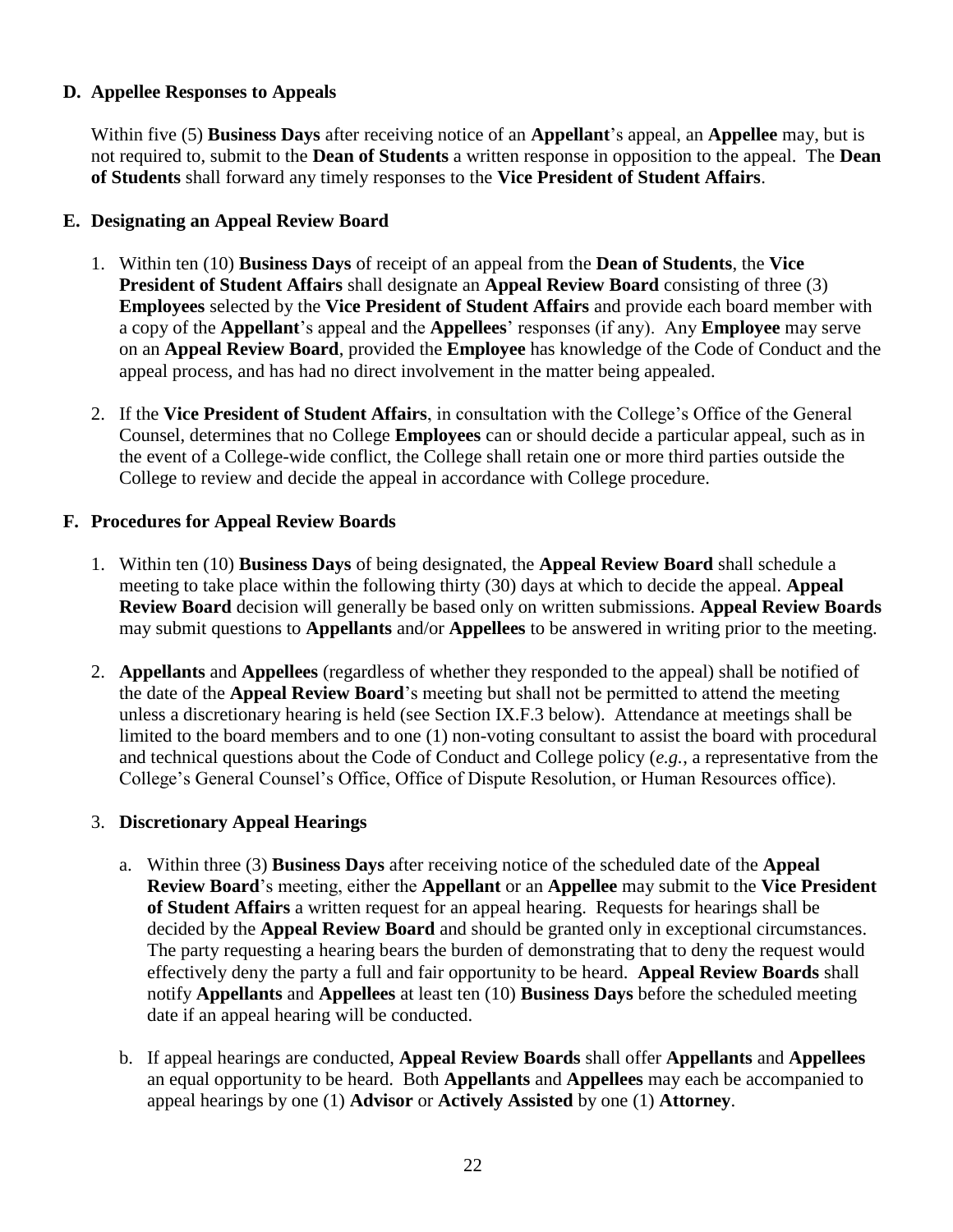### D. Appellee Responses to Appeals

Within five (5) **Business Days** after receiving notice of an **Appellant**'s appeal, an **Appellee** may, but is not required to, submit to the **Dean of Students** a written response in opposition to the appeal. The **Dean of Students** shall forward any timely responses to the **Vice President of Student Affairs**.

### E. Designating an Appeal Review Board

1. Within ten (10) **Business Days** of receipt of an appeal from the **Dean of Students**, the **Vice President of Student Affairs** shall designate an **Appeal Review Board** consisting of three (3) **Employees** selected by the **Vice President of Student Affairs** and provide each board member with a copy of the **Appellant**'s appeal and the **Appellees**' responses (if any). Any **Employee** may serve on an **Appeal Review Board**, provided the **Employee** has knowledge of the Code of Conduct and the appeal process, and has had no direct involvement in the matter being appealed.

2. If the **Vice President of Student Affairs**, in consultation with the College's Office of the General Counsel, determines that no College **Employees** can or should decide a particular appeal, such as in the event of a College-wide conflict, the College shall retain one or more third parties outside the College to review and decide the appeal in accordance with College procedure.

### F. Procedures for Appeal Review Boards

1. Within ten (10) **Business Days** of being designated, the **Appeal Review Board** shall schedule a meeting to take place within the following thirty (30) days at which to decide the appeal. **Appeal Review Board** decision will generally be based only on written submissions. **Appeal Review Boards** may submit questions to **Appellants** and/or **Appellees** to be answered in writing prior to the meeting.

2. **Appellants** and **Appellees** (regardless of whether they responded to the appeal) shall be notified of the date of the **Appeal Review Board**'s meeting but shall not be permitted to attend the meeting unless a discretionary hearing is held (see Section IX.F.3 below). Attendance at meetings shall be limited to the board members and to one (1) non-voting consultant to assist the board with procedural and technical questions about the Code of Conduct and College policy (*e.g.*, a representative from the College's General Counsel's Office, Office of Dispute Resolution, or Human Resources office).

3. **Discretionary Appeal Hearings**

   a. Within three (3) **Business Days** after receiving notice of the scheduled date of the **Appeal Review Board**'s meeting, either the **Appellant** or an **Appellee** may submit to the **Vice President of Student Affairs** a written request for an appeal hearing. Requests for hearings shall be decided by the **Appeal Review Board** and should be granted only in exceptional circumstances. The party requesting a hearing bears the burden of demonstrating that to deny the request would effectively deny the party a full and fair opportunity to be heard. **Appeal Review Boards** shall notify **Appellants** and **Appellees** at least ten (10) **Business Days** before the scheduled meeting date if an appeal hearing will be conducted.

   b. If appeal hearings are conducted, **Appeal Review Boards** shall offer **Appellants** and **Appellees** an equal opportunity to be heard. Both **Appellants** and **Appellees** may each be accompanied to appeal hearings by one (1) **Advisor** or **Actively Assisted** by one (1) **Attorney**.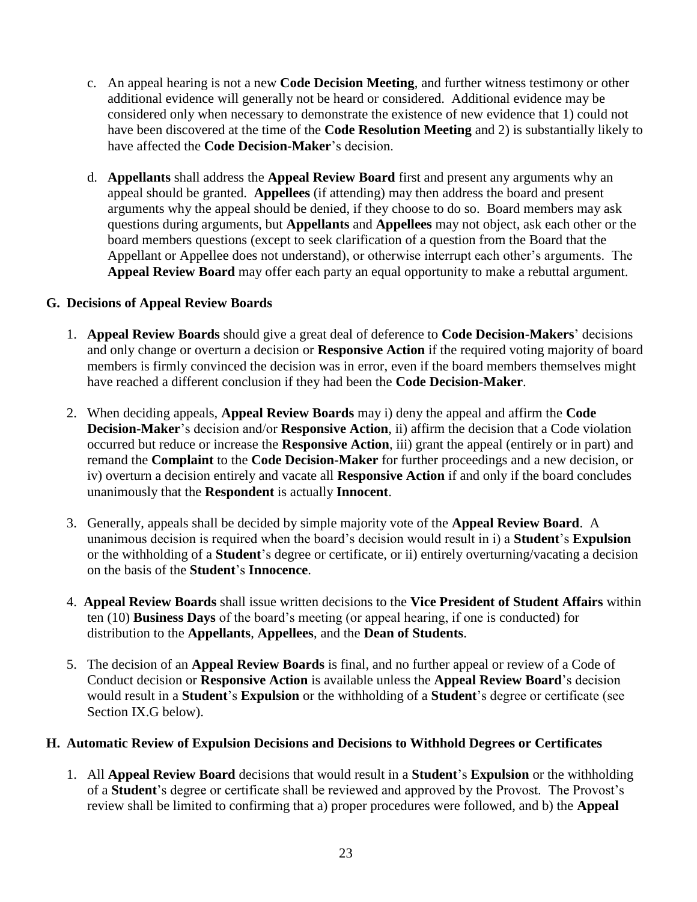c. An appeal hearing is not a new **Code Decision Meeting**, and further witness testimony or other additional evidence will generally not be heard or considered. Additional evidence may be considered only when necessary to demonstrate the existence of new evidence that 1) could not have been discovered at the time of the **Code Resolution Meeting** and 2) is substantially likely to have affected the **Code Decision-Maker**'s decision.

d. **Appellants** shall address the **Appeal Review Board** first and present any arguments why an appeal should be granted. **Appellees** (if attending) may then address the board and present arguments why the appeal should be denied, if they choose to do so. Board members may ask questions during arguments, but **Appellants** and **Appellees** may not object, ask each other or the board members questions (except to seek clarification of a question from the Board that the Appellant or Appellee does not understand), or otherwise interrupt each other's arguments. The **Appeal Review Board** may offer each party an equal opportunity to make a rebuttal argument.

### G. Decisions of Appeal Review Boards

1. **Appeal Review Boards** should give a great deal of deference to **Code Decision-Makers**' decisions and only change or overturn a decision or **Responsive Action** if the required voting majority of board members is firmly convinced the decision was in error, even if the board members themselves might have reached a different conclusion if they had been the **Code Decision-Maker**.

2. When deciding appeals, **Appeal Review Boards** may i) deny the appeal and affirm the **Code Decision-Maker**'s decision and/or **Responsive Action**, ii) affirm the decision that a Code violation occurred but reduce or increase the **Responsive Action**, iii) grant the appeal (entirely or in part) and remand the **Complaint** to the **Code Decision-Maker** for further proceedings and a new decision, or iv) overturn a decision entirely and vacate all **Responsive Action** if and only if the board concludes unanimously that the **Respondent** is actually **Innocent**.

3. Generally, appeals shall be decided by simple majority vote of the **Appeal Review Board**. A unanimous decision is required when the board's decision would result in i) a **Student**'s **Expulsion** or the withholding of a **Student**'s degree or certificate, or ii) entirely overturning/vacating a decision on the basis of the **Student**'s **Innocence**.

4. **Appeal Review Boards** shall issue written decisions to the **Vice President of Student Affairs** within ten (10) **Business Days** of the board's meeting (or appeal hearing, if one is conducted) for distribution to the **Appellants**, **Appellees**, and the **Dean of Students**.

5. The decision of an **Appeal Review Boards** is final, and no further appeal or review of a Code of Conduct decision or **Responsive Action** is available unless the **Appeal Review Board**'s decision would result in a **Student**'s **Expulsion** or the withholding of a **Student**'s degree or certificate (see Section IX.G below).

### H. Automatic Review of Expulsion Decisions and Decisions to Withhold Degrees or Certificates

1. All **Appeal Review Board** decisions that would result in a **Student**'s **Expulsion** or the withholding of a **Student**'s degree or certificate shall be reviewed and approved by the Provost. The Provost's review shall be limited to confirming that a) proper procedures were followed, and b) the **Appeal**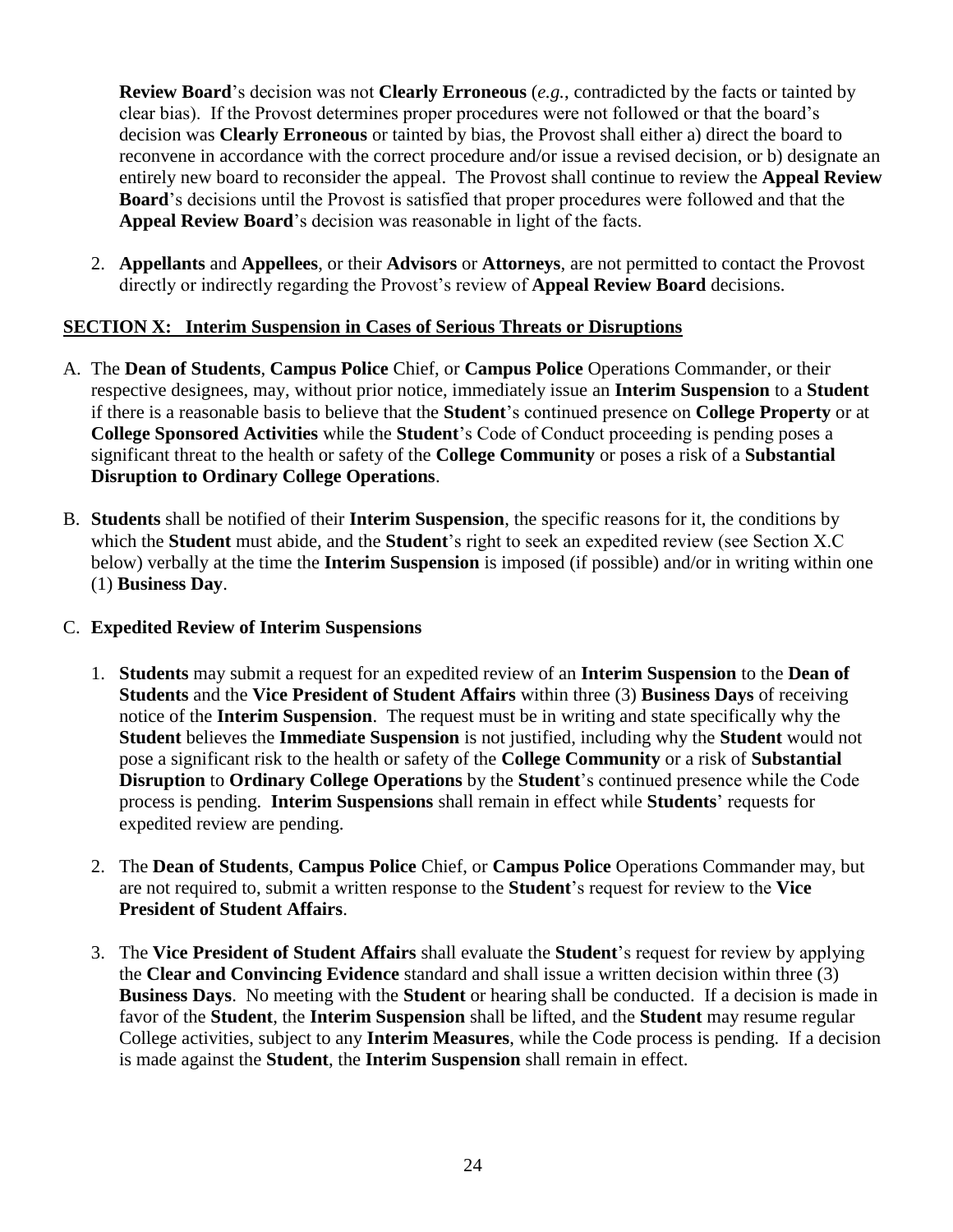**Review Board**'s decision was not **Clearly Erroneous** (*e.g.*, contradicted by the facts or tainted by clear bias). If the Provost determines proper procedures were not followed or that the board's decision was **Clearly Erroneous** or tainted by bias, the Provost shall either a) direct the board to reconvene in accordance with the correct procedure and/or issue a revised decision, or b) designate an entirely new board to reconsider the appeal. The Provost shall continue to review the **Appeal Review Board**'s decisions until the Provost is satisfied that proper procedures were followed and that the **Appeal Review Board**'s decision was reasonable in light of the facts.

2. **Appellants** and **Appellees**, or their **Advisors** or **Attorneys**, are not permitted to contact the Provost directly or indirectly regarding the Provost's review of **Appeal Review Board** decisions.

## SECTION X: Interim Suspension in Cases of Serious Threats or Disruptions

A. The **Dean of Students**, **Campus Police** Chief, or **Campus Police** Operations Commander, or their respective designees, may, without prior notice, immediately issue an **Interim Suspension** to a **Student** if there is a reasonable basis to believe that the **Student**'s continued presence on **College Property** or at **College Sponsored Activities** while the **Student**'s Code of Conduct proceeding is pending poses a significant threat to the health or safety of the **College Community** or poses a risk of a **Substantial Disruption to Ordinary College Operations**.

B. **Students** shall be notified of their **Interim Suspension**, the specific reasons for it, the conditions by which the **Student** must abide, and the **Student**'s right to seek an expedited review (see Section X.C below) verbally at the time the **Interim Suspension** is imposed (if possible) and/or in writing within one (1) **Business Day**.

C. **Expedited Review of Interim Suspensions**

1. **Students** may submit a request for an expedited review of an **Interim Suspension** to the **Dean of Students** and the **Vice President of Student Affairs** within three (3) **Business Days** of receiving notice of the **Interim Suspension**. The request must be in writing and state specifically why the **Student** believes the **Immediate Suspension** is not justified, including why the **Student** would not pose a significant risk to the health or safety of the **College Community** or a risk of **Substantial Disruption** to **Ordinary College Operations** by the **Student**'s continued presence while the Code process is pending. **Interim Suspensions** shall remain in effect while **Students**' requests for expedited review are pending.

2. The **Dean of Students**, **Campus Police** Chief, or **Campus Police** Operations Commander may, but are not required to, submit a written response to the **Student**'s request for review to the **Vice President of Student Affairs**.

3. The **Vice President of Student Affairs** shall evaluate the **Student**'s request for review by applying the **Clear and Convincing Evidence** standard and shall issue a written decision within three (3) **Business Days**. No meeting with the **Student** or hearing shall be conducted. If a decision is made in favor of the **Student**, the **Interim Suspension** shall be lifted, and the **Student** may resume regular College activities, subject to any **Interim Measures**, while the Code process is pending. If a decision is made against the **Student**, the **Interim Suspension** shall remain in effect.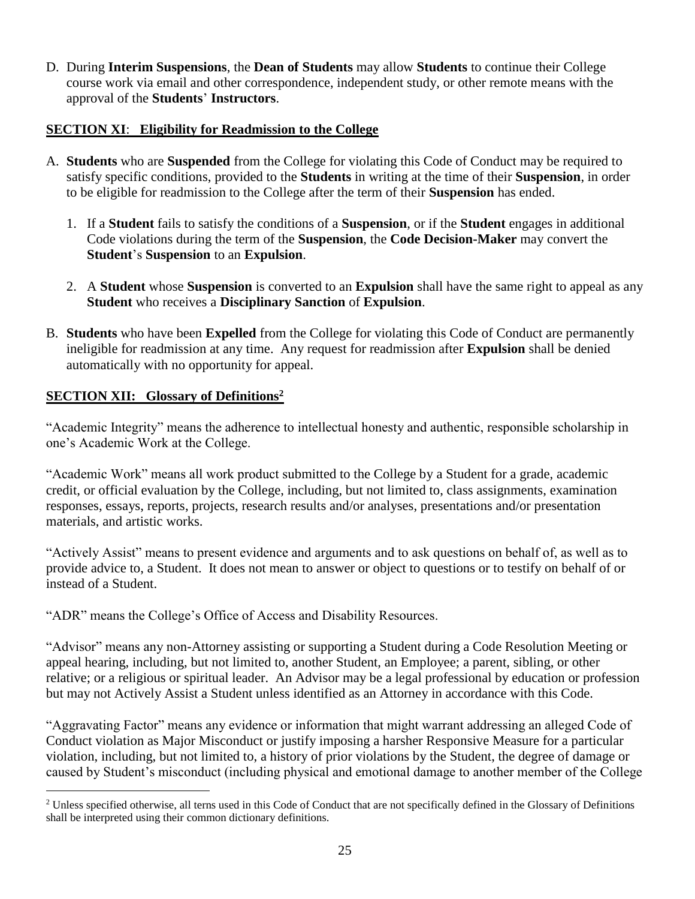D. During **Interim Suspensions**, the **Dean of Students** may allow **Students** to continue their College course work via email and other correspondence, independent study, or other remote means with the approval of the **Students**' **Instructors**.

## SECTION XI: Eligibility for Readmission to the College

A. **Students** who are **Suspended** from the College for violating this Code of Conduct may be required to satisfy specific conditions, provided to the **Students** in writing at the time of their **Suspension**, in order to be eligible for readmission to the College after the term of their **Suspension** has ended.

   1. If a **Student** fails to satisfy the conditions of a **Suspension**, or if the **Student** engages in additional Code violations during the term of the **Suspension**, the **Code Decision-Maker** may convert the **Student**'s **Suspension** to an **Expulsion**.

   2. A **Student** whose **Suspension** is converted to an **Expulsion** shall have the same right to appeal as any **Student** who receives a **Disciplinary Sanction** of **Expulsion**.

B. **Students** who have been **Expelled** from the College for violating this Code of Conduct are permanently ineligible for readmission at any time. Any request for readmission after **Expulsion** shall be denied automatically with no opportunity for appeal.

## SECTION XII: Glossary of Definitions[2]

"Academic Integrity" means the adherence to intellectual honesty and authentic, responsible scholarship in one's Academic Work at the College.

"Academic Work" means all work product submitted to the College by a Student for a grade, academic credit, or official evaluation by the College, including, but not limited to, class assignments, examination responses, essays, reports, projects, research results and/or analyses, presentations and/or presentation materials, and artistic works.

"Actively Assist" means to present evidence and arguments and to ask questions on behalf of, as well as to provide advice to, a Student. It does not mean to answer or object to questions or to testify on behalf of or instead of a Student.

"ADR" means the College's Office of Access and Disability Resources.

"Advisor" means any non-Attorney assisting or supporting a Student during a Code Resolution Meeting or appeal hearing, including, but not limited to, another Student, an Employee; a parent, sibling, or other relative; or a religious or spiritual leader. An Advisor may be a legal professional by education or profession but may not Actively Assist a Student unless identified as an Attorney in accordance with this Code.

"Aggravating Factor" means any evidence or information that might warrant addressing an alleged Code of Conduct violation as Major Misconduct or justify imposing a harsher Responsive Measure for a particular violation, including, but not limited to, a history of prior violations by the Student, the degree of damage or caused by Student's misconduct (including physical and emotional damage to another member of the College

[2] Unless specified otherwise, all terns used in this Code of Conduct that are not specifically defined in the Glossary of Definitions shall be interpreted using their common dictionary definitions.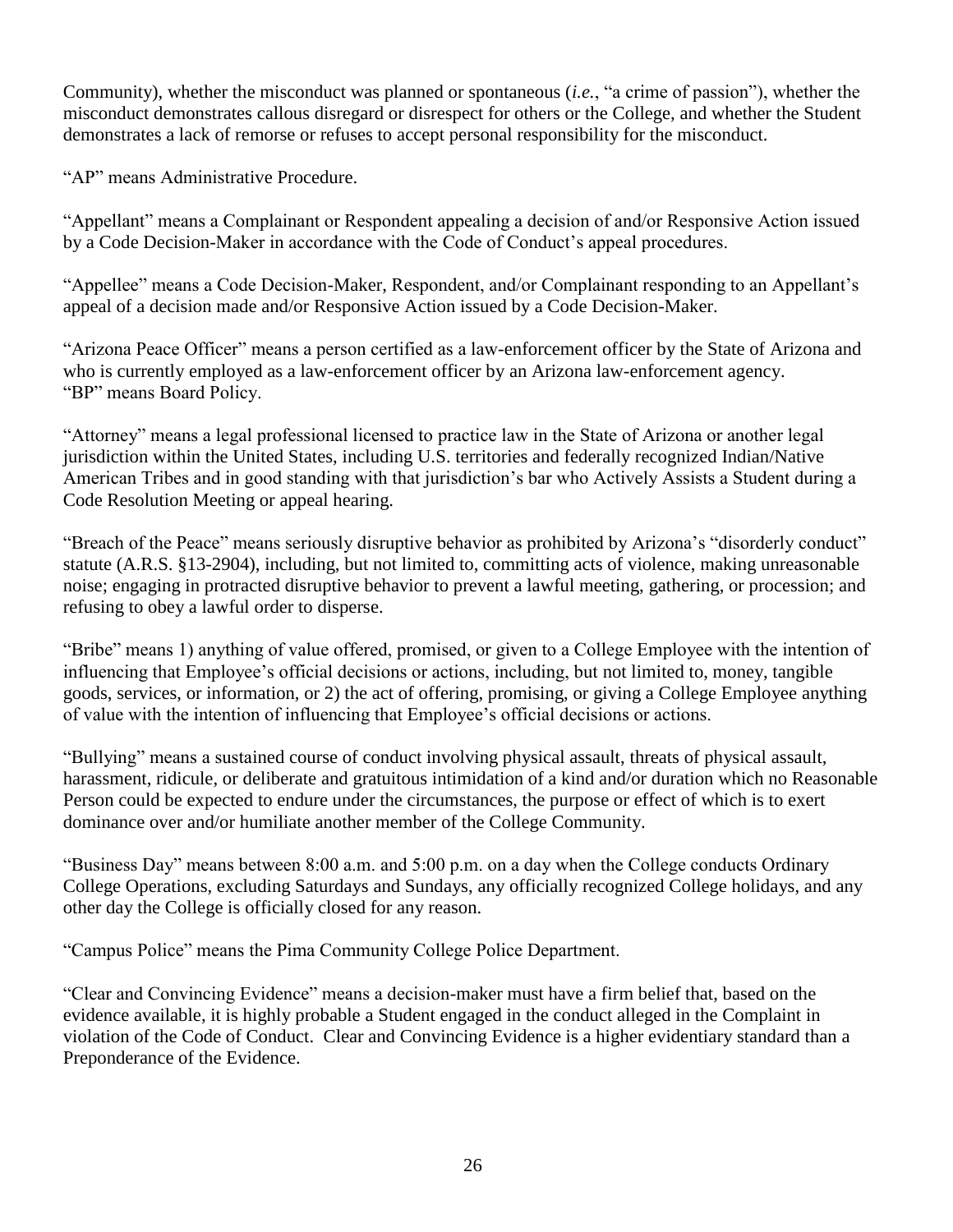Community), whether the misconduct was planned or spontaneous (*i.e.*, "a crime of passion"), whether the misconduct demonstrates callous disregard or disrespect for others or the College, and whether the Student demonstrates a lack of remorse or refuses to accept personal responsibility for the misconduct.

"AP" means Administrative Procedure.

"Appellant" means a Complainant or Respondent appealing a decision of and/or Responsive Action issued by a Code Decision-Maker in accordance with the Code of Conduct's appeal procedures.

"Appellee" means a Code Decision-Maker, Respondent, and/or Complainant responding to an Appellant's appeal of a decision made and/or Responsive Action issued by a Code Decision-Maker.

"Arizona Peace Officer" means a person certified as a law-enforcement officer by the State of Arizona and who is currently employed as a law-enforcement officer by an Arizona law-enforcement agency.
"BP" means Board Policy.

"Attorney" means a legal professional licensed to practice law in the State of Arizona or another legal jurisdiction within the United States, including U.S. territories and federally recognized Indian/Native American Tribes and in good standing with that jurisdiction's bar who Actively Assists a Student during a Code Resolution Meeting or appeal hearing.

"Breach of the Peace" means seriously disruptive behavior as prohibited by Arizona's "disorderly conduct" statute (A.R.S. §13-2904), including, but not limited to, committing acts of violence, making unreasonable noise; engaging in protracted disruptive behavior to prevent a lawful meeting, gathering, or procession; and refusing to obey a lawful order to disperse.

"Bribe" means 1) anything of value offered, promised, or given to a College Employee with the intention of influencing that Employee's official decisions or actions, including, but not limited to, money, tangible goods, services, or information, or 2) the act of offering, promising, or giving a College Employee anything of value with the intention of influencing that Employee's official decisions or actions.

"Bullying" means a sustained course of conduct involving physical assault, threats of physical assault, harassment, ridicule, or deliberate and gratuitous intimidation of a kind and/or duration which no Reasonable Person could be expected to endure under the circumstances, the purpose or effect of which is to exert dominance over and/or humiliate another member of the College Community.

"Business Day" means between 8:00 a.m. and 5:00 p.m. on a day when the College conducts Ordinary College Operations, excluding Saturdays and Sundays, any officially recognized College holidays, and any other day the College is officially closed for any reason.

"Campus Police" means the Pima Community College Police Department.

"Clear and Convincing Evidence" means a decision-maker must have a firm belief that, based on the evidence available, it is highly probable a Student engaged in the conduct alleged in the Complaint in violation of the Code of Conduct. Clear and Convincing Evidence is a higher evidentiary standard than a Preponderance of the Evidence.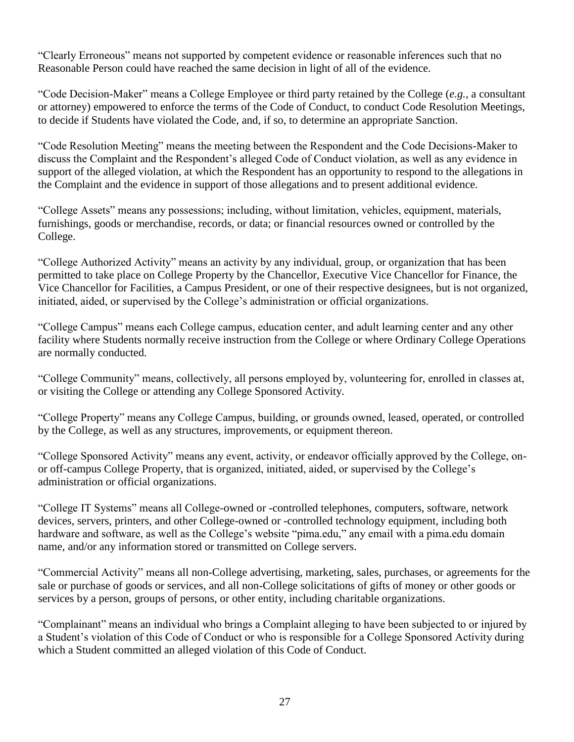"Clearly Erroneous" means not supported by competent evidence or reasonable inferences such that no Reasonable Person could have reached the same decision in light of all of the evidence.

"Code Decision-Maker" means a College Employee or third party retained by the College (*e.g.*, a consultant or attorney) empowered to enforce the terms of the Code of Conduct, to conduct Code Resolution Meetings, to decide if Students have violated the Code, and, if so, to determine an appropriate Sanction.

"Code Resolution Meeting" means the meeting between the Respondent and the Code Decisions-Maker to discuss the Complaint and the Respondent's alleged Code of Conduct violation, as well as any evidence in support of the alleged violation, at which the Respondent has an opportunity to respond to the allegations in the Complaint and the evidence in support of those allegations and to present additional evidence.

"College Assets" means any possessions; including, without limitation, vehicles, equipment, materials, furnishings, goods or merchandise, records, or data; or financial resources owned or controlled by the College.

"College Authorized Activity" means an activity by any individual, group, or organization that has been permitted to take place on College Property by the Chancellor, Executive Vice Chancellor for Finance, the Vice Chancellor for Facilities, a Campus President, or one of their respective designees, but is not organized, initiated, aided, or supervised by the College's administration or official organizations.

"College Campus" means each College campus, education center, and adult learning center and any other facility where Students normally receive instruction from the College or where Ordinary College Operations are normally conducted.

"College Community" means, collectively, all persons employed by, volunteering for, enrolled in classes at, or visiting the College or attending any College Sponsored Activity.

"College Property" means any College Campus, building, or grounds owned, leased, operated, or controlled by the College, as well as any structures, improvements, or equipment thereon.

"College Sponsored Activity" means any event, activity, or endeavor officially approved by the College, on- or off-campus College Property, that is organized, initiated, aided, or supervised by the College's administration or official organizations.

"College IT Systems" means all College-owned or -controlled telephones, computers, software, network devices, servers, printers, and other College-owned or -controlled technology equipment, including both hardware and software, as well as the College's website "pima.edu," any email with a pima.edu domain name, and/or any information stored or transmitted on College servers.

"Commercial Activity" means all non-College advertising, marketing, sales, purchases, or agreements for the sale or purchase of goods or services, and all non-College solicitations of gifts of money or other goods or services by a person, groups of persons, or other entity, including charitable organizations.

"Complainant" means an individual who brings a Complaint alleging to have been subjected to or injured by a Student's violation of this Code of Conduct or who is responsible for a College Sponsored Activity during which a Student committed an alleged violation of this Code of Conduct.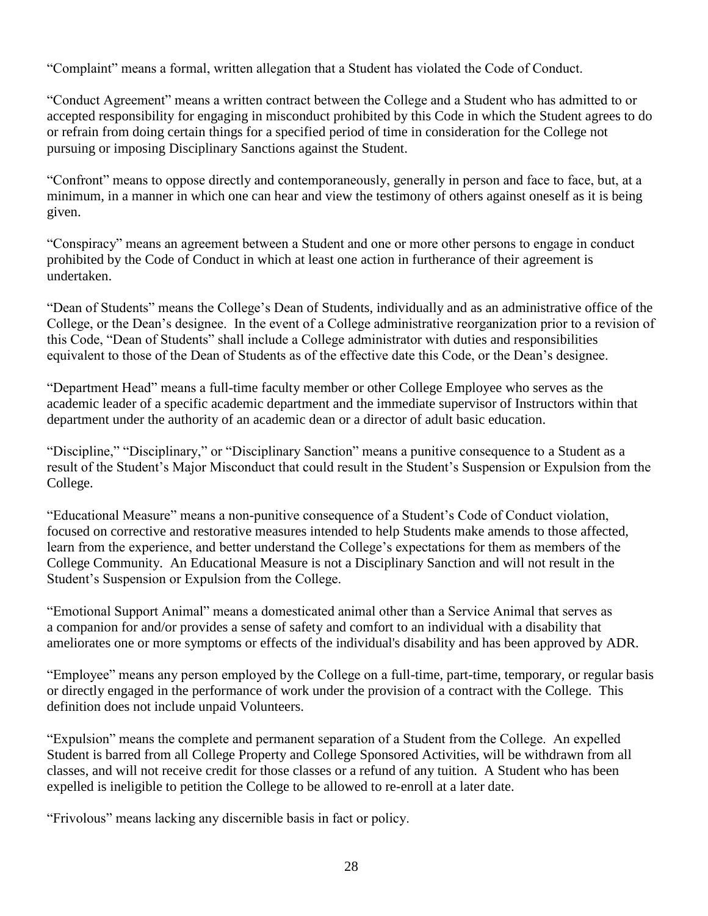"Complaint" means a formal, written allegation that a Student has violated the Code of Conduct.

"Conduct Agreement" means a written contract between the College and a Student who has admitted to or accepted responsibility for engaging in misconduct prohibited by this Code in which the Student agrees to do or refrain from doing certain things for a specified period of time in consideration for the College not pursuing or imposing Disciplinary Sanctions against the Student.

"Confront" means to oppose directly and contemporaneously, generally in person and face to face, but, at a minimum, in a manner in which one can hear and view the testimony of others against oneself as it is being given.

"Conspiracy" means an agreement between a Student and one or more other persons to engage in conduct prohibited by the Code of Conduct in which at least one action in furtherance of their agreement is undertaken.

"Dean of Students" means the College's Dean of Students, individually and as an administrative office of the College, or the Dean's designee. In the event of a College administrative reorganization prior to a revision of this Code, "Dean of Students" shall include a College administrator with duties and responsibilities equivalent to those of the Dean of Students as of the effective date this Code, or the Dean's designee.

"Department Head" means a full-time faculty member or other College Employee who serves as the academic leader of a specific academic department and the immediate supervisor of Instructors within that department under the authority of an academic dean or a director of adult basic education.

"Discipline," "Disciplinary," or "Disciplinary Sanction" means a punitive consequence to a Student as a result of the Student's Major Misconduct that could result in the Student's Suspension or Expulsion from the College.

"Educational Measure" means a non-punitive consequence of a Student's Code of Conduct violation, focused on corrective and restorative measures intended to help Students make amends to those affected, learn from the experience, and better understand the College's expectations for them as members of the College Community. An Educational Measure is not a Disciplinary Sanction and will not result in the Student's Suspension or Expulsion from the College.

"Emotional Support Animal" means a domesticated animal other than a Service Animal that serves as a companion for and/or provides a sense of safety and comfort to an individual with a disability that ameliorates one or more symptoms or effects of the individual's disability and has been approved by ADR.

"Employee" means any person employed by the College on a full-time, part-time, temporary, or regular basis or directly engaged in the performance of work under the provision of a contract with the College. This definition does not include unpaid Volunteers.

"Expulsion" means the complete and permanent separation of a Student from the College. An expelled Student is barred from all College Property and College Sponsored Activities, will be withdrawn from all classes, and will not receive credit for those classes or a refund of any tuition. A Student who has been expelled is ineligible to petition the College to be allowed to re-enroll at a later date.

"Frivolous" means lacking any discernible basis in fact or policy.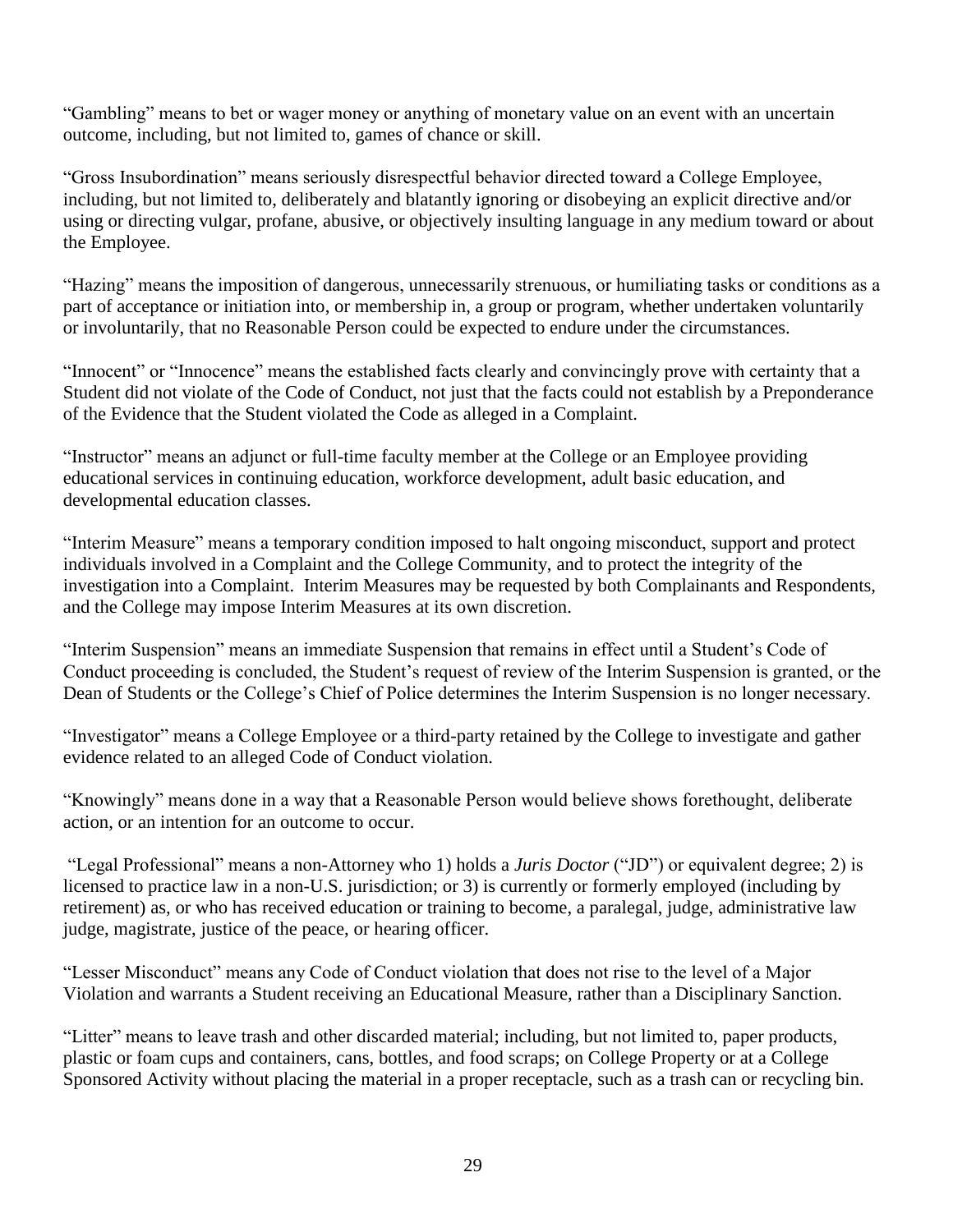"Gambling" means to bet or wager money or anything of monetary value on an event with an uncertain outcome, including, but not limited to, games of chance or skill.

"Gross Insubordination" means seriously disrespectful behavior directed toward a College Employee, including, but not limited to, deliberately and blatantly ignoring or disobeying an explicit directive and/or using or directing vulgar, profane, abusive, or objectively insulting language in any medium toward or about the Employee.

"Hazing" means the imposition of dangerous, unnecessarily strenuous, or humiliating tasks or conditions as a part of acceptance or initiation into, or membership in, a group or program, whether undertaken voluntarily or involuntarily, that no Reasonable Person could be expected to endure under the circumstances.

"Innocent" or "Innocence" means the established facts clearly and convincingly prove with certainty that a Student did not violate of the Code of Conduct, not just that the facts could not establish by a Preponderance of the Evidence that the Student violated the Code as alleged in a Complaint.

"Instructor" means an adjunct or full-time faculty member at the College or an Employee providing educational services in continuing education, workforce development, adult basic education, and developmental education classes.

"Interim Measure" means a temporary condition imposed to halt ongoing misconduct, support and protect individuals involved in a Complaint and the College Community, and to protect the integrity of the investigation into a Complaint. Interim Measures may be requested by both Complainants and Respondents, and the College may impose Interim Measures at its own discretion.

"Interim Suspension" means an immediate Suspension that remains in effect until a Student's Code of Conduct proceeding is concluded, the Student's request of review of the Interim Suspension is granted, or the Dean of Students or the College's Chief of Police determines the Interim Suspension is no longer necessary.

"Investigator" means a College Employee or a third-party retained by the College to investigate and gather evidence related to an alleged Code of Conduct violation.

"Knowingly" means done in a way that a Reasonable Person would believe shows forethought, deliberate action, or an intention for an outcome to occur.

"Legal Professional" means a non-Attorney who 1) holds a *Juris Doctor* ("JD") or equivalent degree; 2) is licensed to practice law in a non-U.S. jurisdiction; or 3) is currently or formerly employed (including by retirement) as, or who has received education or training to become, a paralegal, judge, administrative law judge, magistrate, justice of the peace, or hearing officer.

"Lesser Misconduct" means any Code of Conduct violation that does not rise to the level of a Major Violation and warrants a Student receiving an Educational Measure, rather than a Disciplinary Sanction.

"Litter" means to leave trash and other discarded material; including, but not limited to, paper products, plastic or foam cups and containers, cans, bottles, and food scraps; on College Property or at a College Sponsored Activity without placing the material in a proper receptacle, such as a trash can or recycling bin.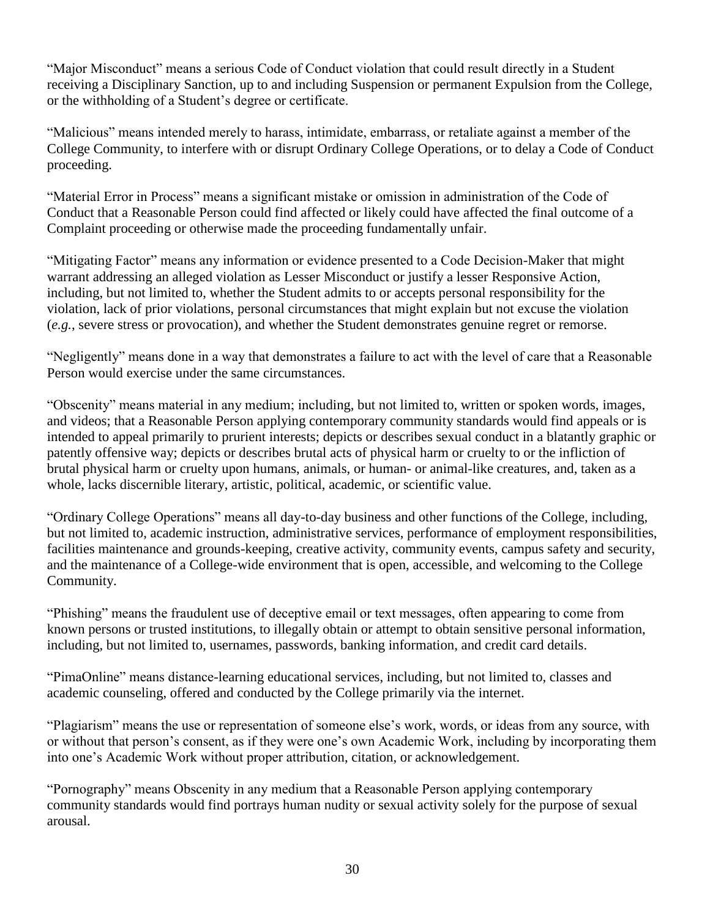"Major Misconduct" means a serious Code of Conduct violation that could result directly in a Student receiving a Disciplinary Sanction, up to and including Suspension or permanent Expulsion from the College, or the withholding of a Student's degree or certificate.

"Malicious" means intended merely to harass, intimidate, embarrass, or retaliate against a member of the College Community, to interfere with or disrupt Ordinary College Operations, or to delay a Code of Conduct proceeding.

"Material Error in Process" means a significant mistake or omission in administration of the Code of Conduct that a Reasonable Person could find affected or likely could have affected the final outcome of a Complaint proceeding or otherwise made the proceeding fundamentally unfair.

"Mitigating Factor" means any information or evidence presented to a Code Decision-Maker that might warrant addressing an alleged violation as Lesser Misconduct or justify a lesser Responsive Action, including, but not limited to, whether the Student admits to or accepts personal responsibility for the violation, lack of prior violations, personal circumstances that might explain but not excuse the violation (*e.g.*, severe stress or provocation), and whether the Student demonstrates genuine regret or remorse.

"Negligently" means done in a way that demonstrates a failure to act with the level of care that a Reasonable Person would exercise under the same circumstances.

"Obscenity" means material in any medium; including, but not limited to, written or spoken words, images, and videos; that a Reasonable Person applying contemporary community standards would find appeals or is intended to appeal primarily to prurient interests; depicts or describes sexual conduct in a blatantly graphic or patently offensive way; depicts or describes brutal acts of physical harm or cruelty to or the infliction of brutal physical harm or cruelty upon humans, animals, or human- or animal-like creatures, and, taken as a whole, lacks discernible literary, artistic, political, academic, or scientific value.

"Ordinary College Operations" means all day-to-day business and other functions of the College, including, but not limited to, academic instruction, administrative services, performance of employment responsibilities, facilities maintenance and grounds-keeping, creative activity, community events, campus safety and security, and the maintenance of a College-wide environment that is open, accessible, and welcoming to the College Community.

"Phishing" means the fraudulent use of deceptive email or text messages, often appearing to come from known persons or trusted institutions, to illegally obtain or attempt to obtain sensitive personal information, including, but not limited to, usernames, passwords, banking information, and credit card details.

"PimaOnline" means distance-learning educational services, including, but not limited to, classes and academic counseling, offered and conducted by the College primarily via the internet.

"Plagiarism" means the use or representation of someone else's work, words, or ideas from any source, with or without that person's consent, as if they were one's own Academic Work, including by incorporating them into one's Academic Work without proper attribution, citation, or acknowledgement.

"Pornography" means Obscenity in any medium that a Reasonable Person applying contemporary community standards would find portrays human nudity or sexual activity solely for the purpose of sexual arousal.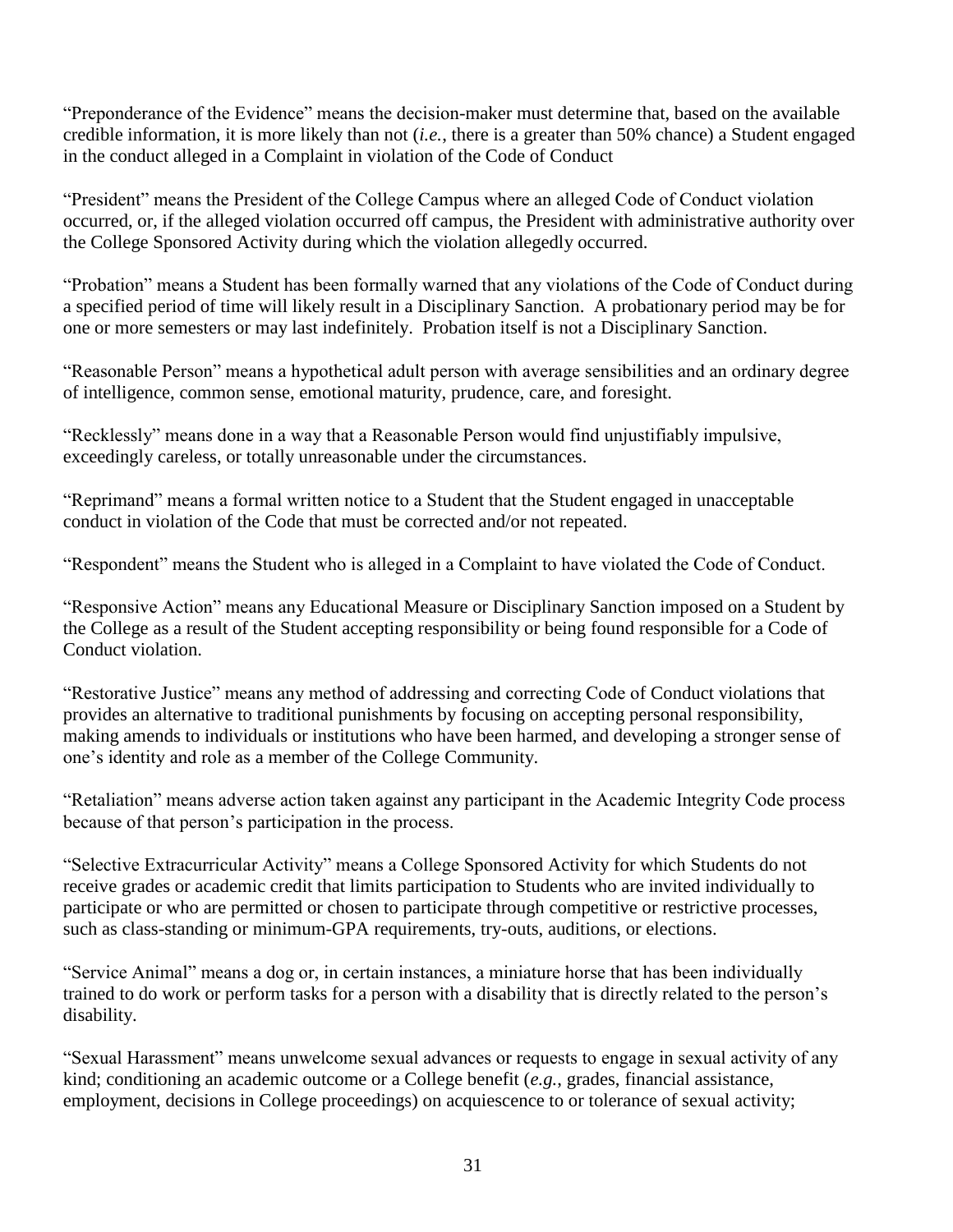"Preponderance of the Evidence" means the decision-maker must determine that, based on the available credible information, it is more likely than not (*i.e.*, there is a greater than 50% chance) a Student engaged in the conduct alleged in a Complaint in violation of the Code of Conduct

"President" means the President of the College Campus where an alleged Code of Conduct violation occurred, or, if the alleged violation occurred off campus, the President with administrative authority over the College Sponsored Activity during which the violation allegedly occurred.

"Probation" means a Student has been formally warned that any violations of the Code of Conduct during a specified period of time will likely result in a Disciplinary Sanction. A probationary period may be for one or more semesters or may last indefinitely. Probation itself is not a Disciplinary Sanction.

"Reasonable Person" means a hypothetical adult person with average sensibilities and an ordinary degree of intelligence, common sense, emotional maturity, prudence, care, and foresight.

"Recklessly" means done in a way that a Reasonable Person would find unjustifiably impulsive, exceedingly careless, or totally unreasonable under the circumstances.

"Reprimand" means a formal written notice to a Student that the Student engaged in unacceptable conduct in violation of the Code that must be corrected and/or not repeated.

"Respondent" means the Student who is alleged in a Complaint to have violated the Code of Conduct.

"Responsive Action" means any Educational Measure or Disciplinary Sanction imposed on a Student by the College as a result of the Student accepting responsibility or being found responsible for a Code of Conduct violation.

"Restorative Justice" means any method of addressing and correcting Code of Conduct violations that provides an alternative to traditional punishments by focusing on accepting personal responsibility, making amends to individuals or institutions who have been harmed, and developing a stronger sense of one's identity and role as a member of the College Community.

"Retaliation" means adverse action taken against any participant in the Academic Integrity Code process because of that person's participation in the process.

"Selective Extracurricular Activity" means a College Sponsored Activity for which Students do not receive grades or academic credit that limits participation to Students who are invited individually to participate or who are permitted or chosen to participate through competitive or restrictive processes, such as class-standing or minimum-GPA requirements, try-outs, auditions, or elections.

"Service Animal" means a dog or, in certain instances, a miniature horse that has been individually trained to do work or perform tasks for a person with a disability that is directly related to the person's disability.

"Sexual Harassment" means unwelcome sexual advances or requests to engage in sexual activity of any kind; conditioning an academic outcome or a College benefit (*e.g.*, grades, financial assistance, employment, decisions in College proceedings) on acquiescence to or tolerance of sexual activity;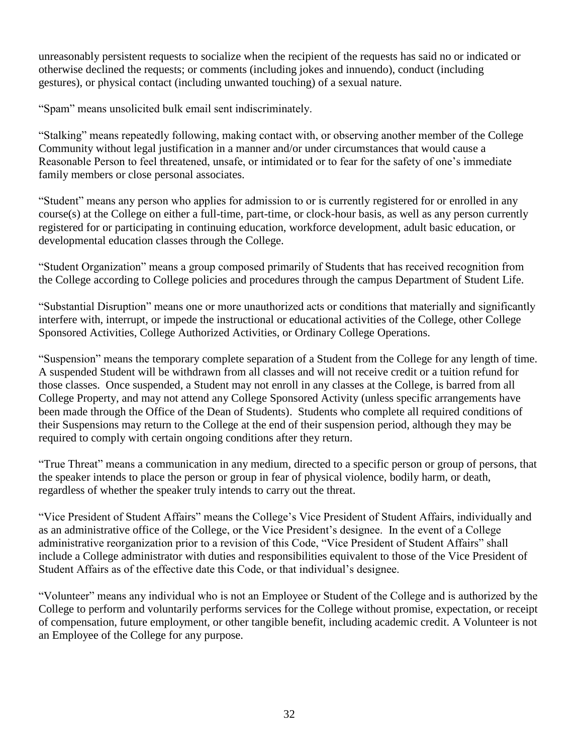unreasonably persistent requests to socialize when the recipient of the requests has said no or indicated or otherwise declined the requests; or comments (including jokes and innuendo), conduct (including gestures), or physical contact (including unwanted touching) of a sexual nature.

"Spam" means unsolicited bulk email sent indiscriminately.

"Stalking" means repeatedly following, making contact with, or observing another member of the College Community without legal justification in a manner and/or under circumstances that would cause a Reasonable Person to feel threatened, unsafe, or intimidated or to fear for the safety of one's immediate family members or close personal associates.

"Student" means any person who applies for admission to or is currently registered for or enrolled in any course(s) at the College on either a full-time, part-time, or clock-hour basis, as well as any person currently registered for or participating in continuing education, workforce development, adult basic education, or developmental education classes through the College.

"Student Organization" means a group composed primarily of Students that has received recognition from the College according to College policies and procedures through the campus Department of Student Life.

"Substantial Disruption" means one or more unauthorized acts or conditions that materially and significantly interfere with, interrupt, or impede the instructional or educational activities of the College, other College Sponsored Activities, College Authorized Activities, or Ordinary College Operations.

"Suspension" means the temporary complete separation of a Student from the College for any length of time. A suspended Student will be withdrawn from all classes and will not receive credit or a tuition refund for those classes. Once suspended, a Student may not enroll in any classes at the College, is barred from all College Property, and may not attend any College Sponsored Activity (unless specific arrangements have been made through the Office of the Dean of Students). Students who complete all required conditions of their Suspensions may return to the College at the end of their suspension period, although they may be required to comply with certain ongoing conditions after they return.

"True Threat" means a communication in any medium, directed to a specific person or group of persons, that the speaker intends to place the person or group in fear of physical violence, bodily harm, or death, regardless of whether the speaker truly intends to carry out the threat.

"Vice President of Student Affairs" means the College's Vice President of Student Affairs, individually and as an administrative office of the College, or the Vice President's designee. In the event of a College administrative reorganization prior to a revision of this Code, "Vice President of Student Affairs" shall include a College administrator with duties and responsibilities equivalent to those of the Vice President of Student Affairs as of the effective date this Code, or that individual's designee.

"Volunteer" means any individual who is not an Employee or Student of the College and is authorized by the College to perform and voluntarily performs services for the College without promise, expectation, or receipt of compensation, future employment, or other tangible benefit, including academic credit. A Volunteer is not an Employee of the College for any purpose.